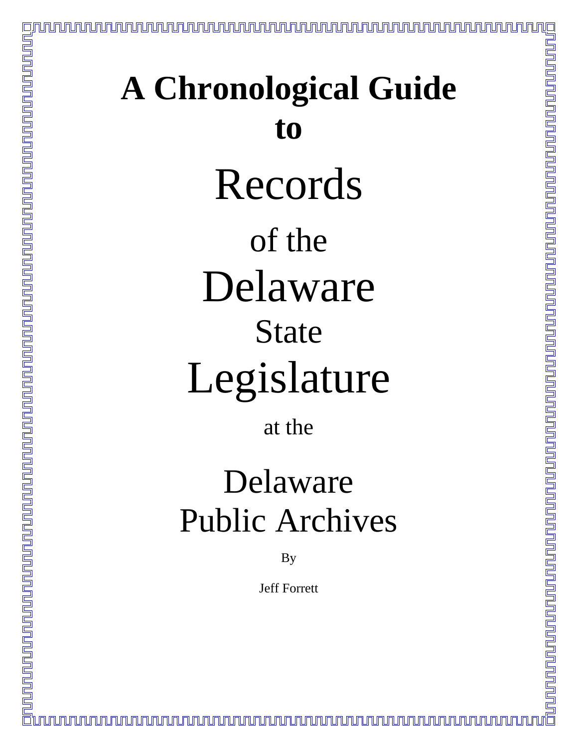# A Chronological Guide to

# Records

## of the

# Delaware

## State

# Legislature

at the

## Delaware Public Archives

By

Jeff Forrett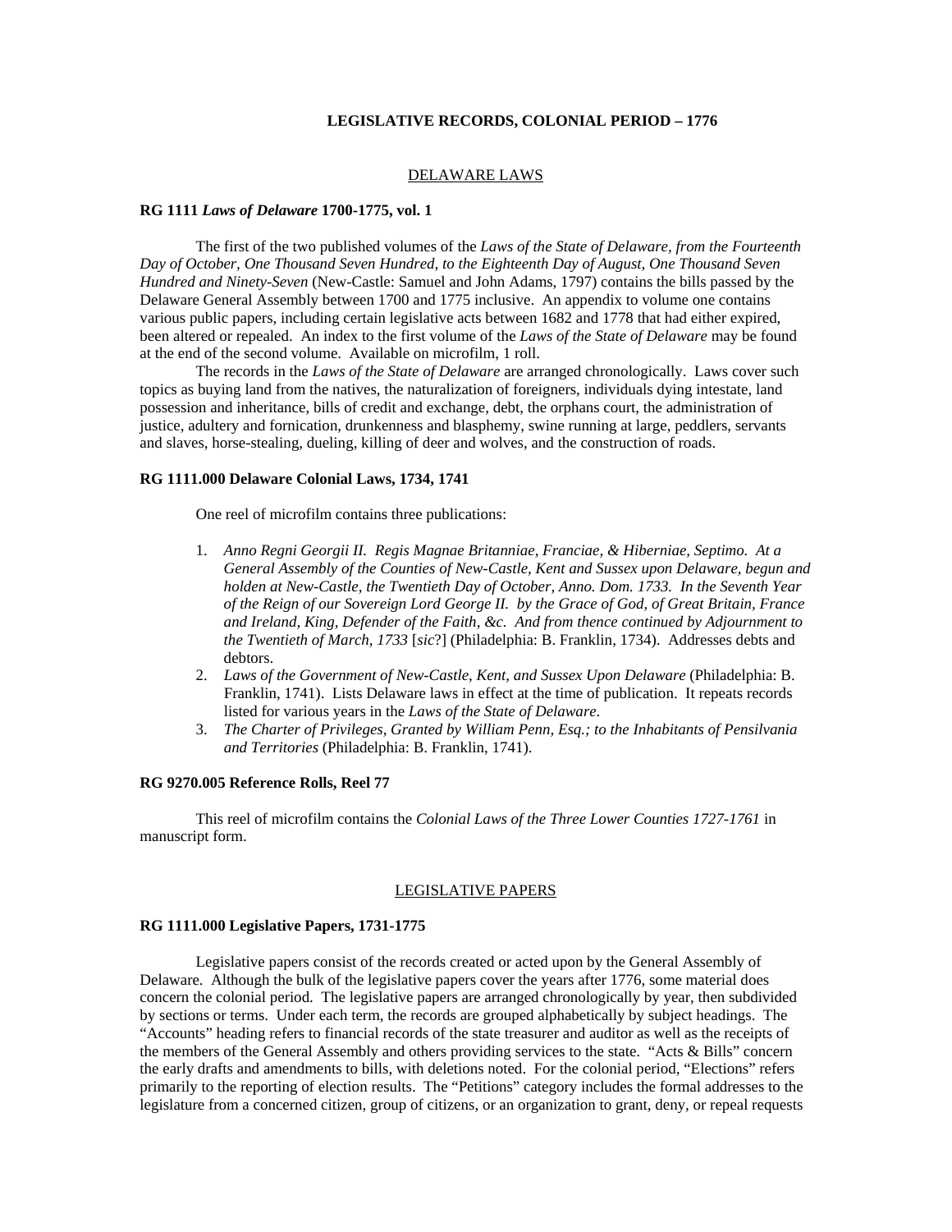# LEGISLATIVE RECORDS, COLONIAL PERIOD – 1776

## DELAWARE LAWS

### RG 1111 *Laws of Delaware* 1700-1775, vol. 1

The first of the two published volumes of the *Laws of the State of Delaware, from the Fourteenth Day of October, One Thousand Seven Hundred, to the Eighteenth Day of August, One Thousand Seven Hundred and Ninety-Seven* (New-Castle: Samuel and John Adams, 1797) contains the bills passed by the Delaware General Assembly between 1700 and 1775 inclusive. An appendix to volume one contains various public papers, including certain legislative acts between 1682 and 1778 that had either expired, been altered or repealed. An index to the first volume of the *Laws of the State of Delaware* may be found at the end of the second volume. Available on microfilm, 1 roll.

The records in the *Laws of the State of Delaware* are arranged chronologically. Laws cover such topics as buying land from the natives, the naturalization of foreigners, individuals dying intestate, land possession and inheritance, bills of credit and exchange, debt, the orphans court, the administration of justice, adultery and fornication, drunkenness and blasphemy, swine running at large, peddlers, servants and slaves, horse-stealing, dueling, killing of deer and wolves, and the construction of roads.

### RG 1111.000 Delaware Colonial Laws, 1734, 1741

One reel of microfilm contains three publications:

1. *Anno Regni Georgii II. Regis Magnae Britanniae, Franciae, & Hiberniae, Septimo. At a General Assembly of the Counties of New-Castle, Kent and Sussex upon Delaware, begun and holden at New-Castle, the Twentieth Day of October, Anno. Dom. 1733. In the Seventh Year of the Reign of our Sovereign Lord George II. by the Grace of God, of Great Britain, France and Ireland, King, Defender of the Faith, &c. And from thence continued by Adjournment to the Twentieth of March, 1733* [*sic*?] (Philadelphia: B. Franklin, 1734). Addresses debts and debtors.
2. *Laws of the Government of New-Castle, Kent, and Sussex Upon Delaware* (Philadelphia: B. Franklin, 1741). Lists Delaware laws in effect at the time of publication. It repeats records listed for various years in the *Laws of the State of Delaware*.
3. *The Charter of Privileges, Granted by William Penn, Esq.; to the Inhabitants of Pensilvania and Territories* (Philadelphia: B. Franklin, 1741).

### RG 9270.005 Reference Rolls, Reel 77

This reel of microfilm contains the *Colonial Laws of the Three Lower Counties 1727-1761* in manuscript form.

## LEGISLATIVE PAPERS

### RG 1111.000 Legislative Papers, 1731-1775

Legislative papers consist of the records created or acted upon by the General Assembly of Delaware. Although the bulk of the legislative papers cover the years after 1776, some material does concern the colonial period. The legislative papers are arranged chronologically by year, then subdivided by sections or terms. Under each term, the records are grouped alphabetically by subject headings. The "Accounts" heading refers to financial records of the state treasurer and auditor as well as the receipts of the members of the General Assembly and others providing services to the state. "Acts & Bills" concern the early drafts and amendments to bills, with deletions noted. For the colonial period, "Elections" refers primarily to the reporting of election results. The "Petitions" category includes the formal addresses to the legislature from a concerned citizen, group of citizens, or an organization to grant, deny, or repeal requests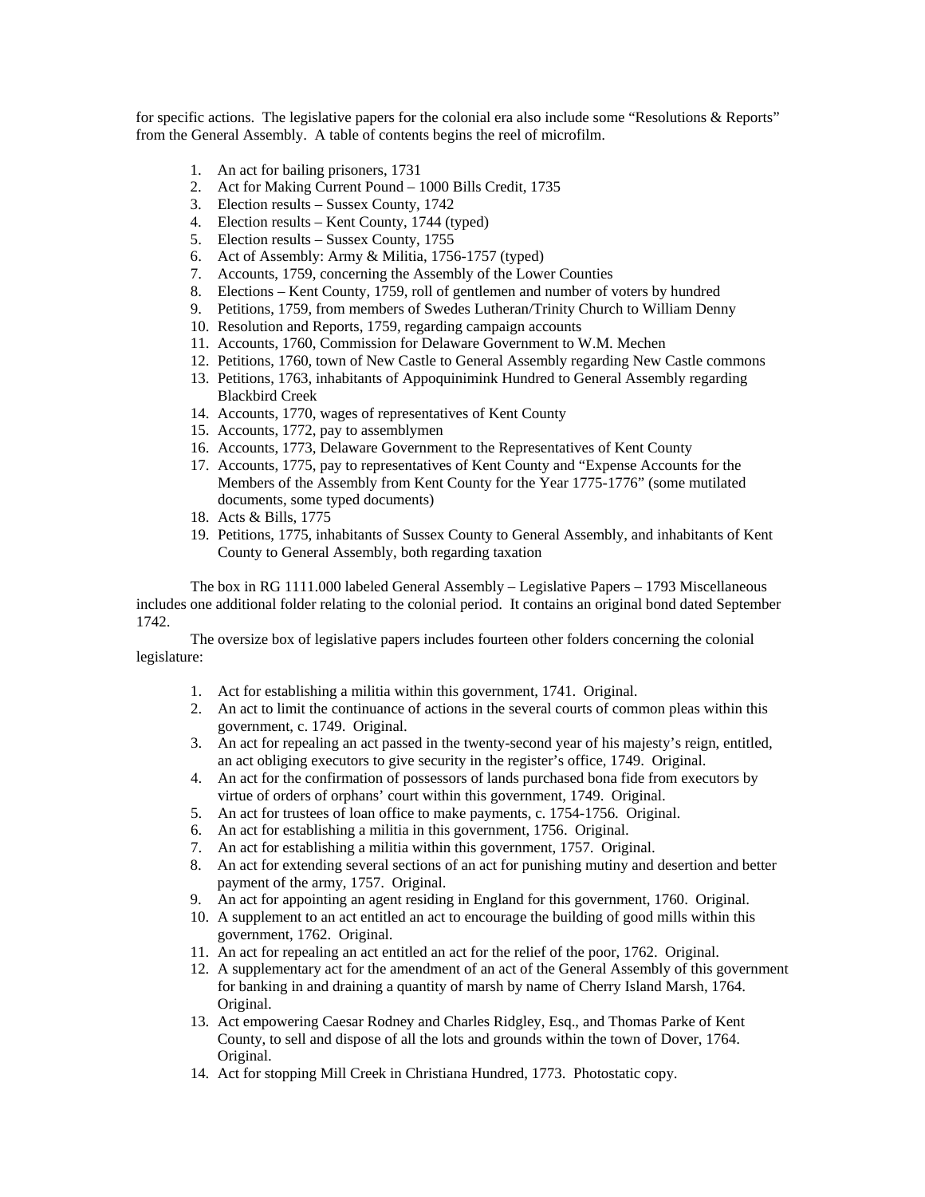for specific actions. The legislative papers for the colonial era also include some "Resolutions & Reports" from the General Assembly. A table of contents begins the reel of microfilm.

1. An act for bailing prisoners, 1731
2. Act for Making Current Pound – 1000 Bills Credit, 1735
3. Election results – Sussex County, 1742
4. Election results – Kent County, 1744 (typed)
5. Election results – Sussex County, 1755
6. Act of Assembly: Army & Militia, 1756-1757 (typed)
7. Accounts, 1759, concerning the Assembly of the Lower Counties
8. Elections – Kent County, 1759, roll of gentlemen and number of voters by hundred
9. Petitions, 1759, from members of Swedes Lutheran/Trinity Church to William Denny
10. Resolution and Reports, 1759, regarding campaign accounts
11. Accounts, 1760, Commission for Delaware Government to W.M. Mechen
12. Petitions, 1760, town of New Castle to General Assembly regarding New Castle commons
13. Petitions, 1763, inhabitants of Appoquinimink Hundred to General Assembly regarding Blackbird Creek
14. Accounts, 1770, wages of representatives of Kent County
15. Accounts, 1772, pay to assemblymen
16. Accounts, 1773, Delaware Government to the Representatives of Kent County
17. Accounts, 1775, pay to representatives of Kent County and "Expense Accounts for the Members of the Assembly from Kent County for the Year 1775-1776" (some mutilated documents, some typed documents)
18. Acts & Bills, 1775
19. Petitions, 1775, inhabitants of Sussex County to General Assembly, and inhabitants of Kent County to General Assembly, both regarding taxation

The box in RG 1111.000 labeled General Assembly – Legislative Papers – 1793 Miscellaneous includes one additional folder relating to the colonial period. It contains an original bond dated September 1742.

The oversize box of legislative papers includes fourteen other folders concerning the colonial legislature:

1. Act for establishing a militia within this government, 1741. Original.
2. An act to limit the continuance of actions in the several courts of common pleas within this government, c. 1749. Original.
3. An act for repealing an act passed in the twenty-second year of his majesty's reign, entitled, an act obliging executors to give security in the register's office, 1749. Original.
4. An act for the confirmation of possessors of lands purchased bona fide from executors by virtue of orders of orphans' court within this government, 1749. Original.
5. An act for trustees of loan office to make payments, c. 1754-1756. Original.
6. An act for establishing a militia in this government, 1756. Original.
7. An act for establishing a militia within this government, 1757. Original.
8. An act for extending several sections of an act for punishing mutiny and desertion and better payment of the army, 1757. Original.
9. An act for appointing an agent residing in England for this government, 1760. Original.
10. A supplement to an act entitled an act to encourage the building of good mills within this government, 1762. Original.
11. An act for repealing an act entitled an act for the relief of the poor, 1762. Original.
12. A supplementary act for the amendment of an act of the General Assembly of this government for banking in and draining a quantity of marsh by name of Cherry Island Marsh, 1764. Original.
13. Act empowering Caesar Rodney and Charles Ridgley, Esq., and Thomas Parke of Kent County, to sell and dispose of all the lots and grounds within the town of Dover, 1764. Original.
14. Act for stopping Mill Creek in Christiana Hundred, 1773. Photostatic copy.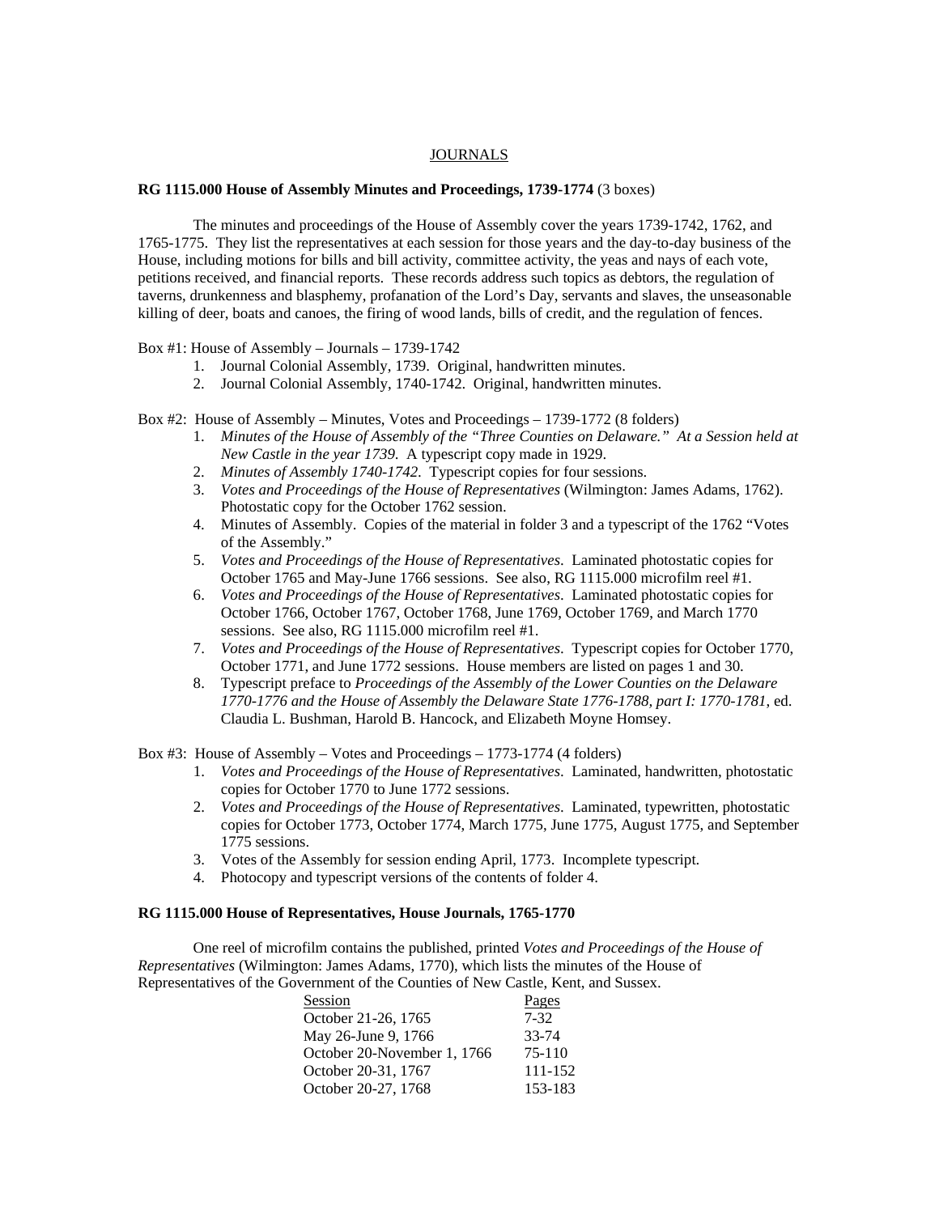## JOURNALS

**RG 1115.000 House of Assembly Minutes and Proceedings, 1739-1774** (3 boxes)

The minutes and proceedings of the House of Assembly cover the years 1739-1742, 1762, and 1765-1775. They list the representatives at each session for those years and the day-to-day business of the House, including motions for bills and bill activity, committee activity, the yeas and nays of each vote, petitions received, and financial reports. These records address such topics as debtors, the regulation of taverns, drunkenness and blasphemy, profanation of the Lord's Day, servants and slaves, the unseasonable killing of deer, boats and canoes, the firing of wood lands, bills of credit, and the regulation of fences.

Box #1: House of Assembly – Journals – 1739-1742

1. Journal Colonial Assembly, 1739. Original, handwritten minutes.
2. Journal Colonial Assembly, 1740-1742. Original, handwritten minutes.

Box #2: House of Assembly – Minutes, Votes and Proceedings – 1739-1772 (8 folders)

1. *Minutes of the House of Assembly of the "Three Counties on Delaware." At a Session held at New Castle in the year 1739*. A typescript copy made in 1929.
2. *Minutes of Assembly 1740-1742*. Typescript copies for four sessions.
3. *Votes and Proceedings of the House of Representatives* (Wilmington: James Adams, 1762). Photostatic copy for the October 1762 session.
4. Minutes of Assembly. Copies of the material in folder 3 and a typescript of the 1762 "Votes of the Assembly."
5. *Votes and Proceedings of the House of Representatives*. Laminated photostatic copies for October 1765 and May-June 1766 sessions. See also, RG 1115.000 microfilm reel #1.
6. *Votes and Proceedings of the House of Representatives*. Laminated photostatic copies for October 1766, October 1767, October 1768, June 1769, October 1769, and March 1770 sessions. See also, RG 1115.000 microfilm reel #1.
7. *Votes and Proceedings of the House of Representatives*. Typescript copies for October 1770, October 1771, and June 1772 sessions. House members are listed on pages 1 and 30.
8. Typescript preface to *Proceedings of the Assembly of the Lower Counties on the Delaware 1770-1776 and the House of Assembly the Delaware State 1776-1788, part I: 1770-1781*, ed. Claudia L. Bushman, Harold B. Hancock, and Elizabeth Moyne Homsey.

Box #3: House of Assembly – Votes and Proceedings – 1773-1774 (4 folders)

1. *Votes and Proceedings of the House of Representatives*. Laminated, handwritten, photostatic copies for October 1770 to June 1772 sessions.
2. *Votes and Proceedings of the House of Representatives*. Laminated, typewritten, photostatic copies for October 1773, October 1774, March 1775, June 1775, August 1775, and September 1775 sessions.
3. Votes of the Assembly for session ending April, 1773. Incomplete typescript.
4. Photocopy and typescript versions of the contents of folder 4.

**RG 1115.000 House of Representatives, House Journals, 1765-1770**

One reel of microfilm contains the published, printed *Votes and Proceedings of the House of Representatives* (Wilmington: James Adams, 1770), which lists the minutes of the House of Representatives of the Government of the Counties of New Castle, Kent, and Sussex.

| Session | Pages |
|---|---|
| October 21-26, 1765 | 7-32 |
| May 26-June 9, 1766 | 33-74 |
| October 20-November 1, 1766 | 75-110 |
| October 20-31, 1767 | 111-152 |
| October 20-27, 1768 | 153-183 |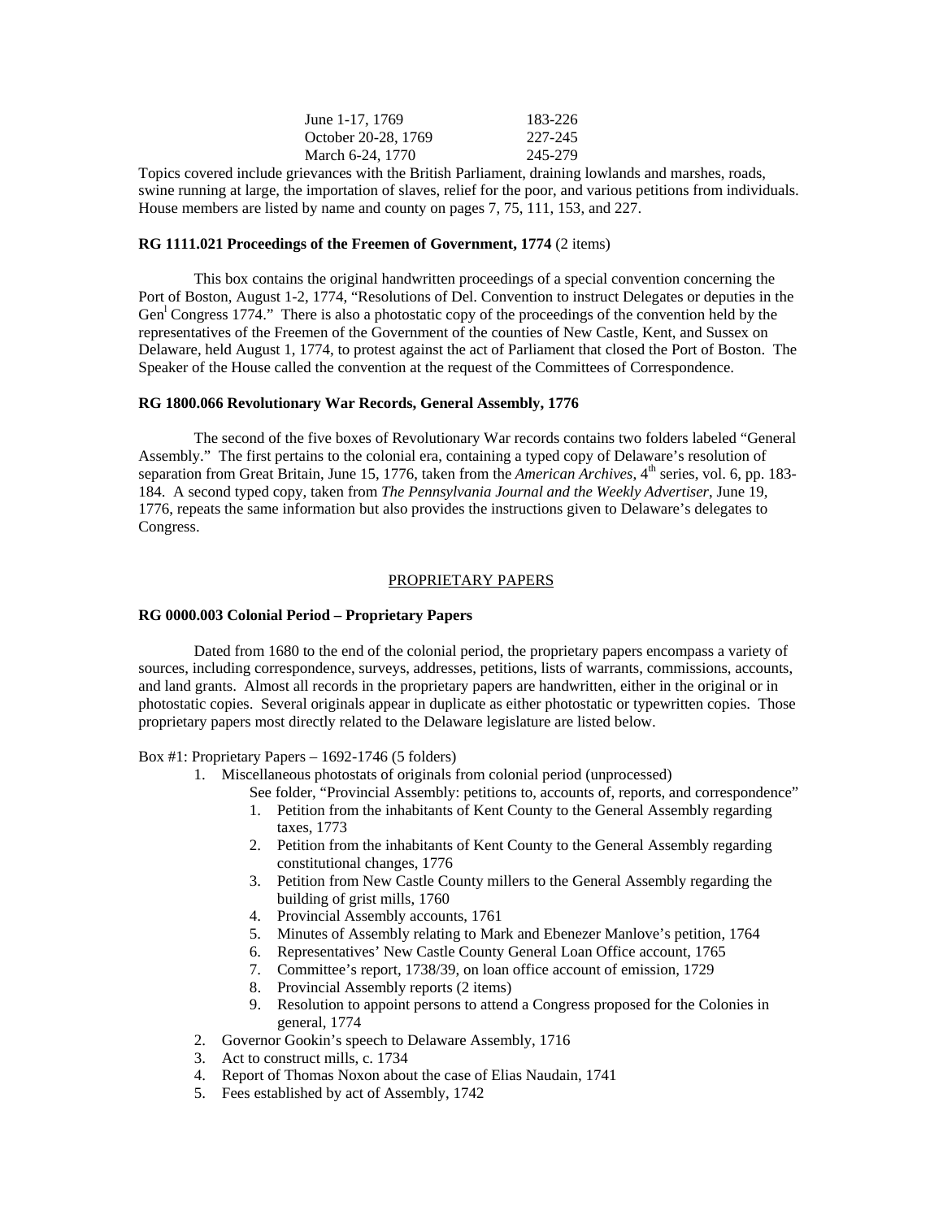| | |
|---|---|
| June 1-17, 1769 | 183-226 |
| October 20-28, 1769 | 227-245 |
| March 6-24, 1770 | 245-279 |

Topics covered include grievances with the British Parliament, draining lowlands and marshes, roads, swine running at large, the importation of slaves, relief for the poor, and various petitions from individuals. House members are listed by name and county on pages 7, 75, 111, 153, and 227.

**RG 1111.021 Proceedings of the Freemen of Government, 1774** (2 items)

This box contains the original handwritten proceedings of a special convention concerning the Port of Boston, August 1-2, 1774, "Resolutions of Del. Convention to instruct Delegates or deputies in the Gen[l] Congress 1774." There is also a photostatic copy of the proceedings of the convention held by the representatives of the Freemen of the Government of the counties of New Castle, Kent, and Sussex on Delaware, held August 1, 1774, to protest against the act of Parliament that closed the Port of Boston. The Speaker of the House called the convention at the request of the Committees of Correspondence.

**RG 1800.066 Revolutionary War Records, General Assembly, 1776**

The second of the five boxes of Revolutionary War records contains two folders labeled "General Assembly." The first pertains to the colonial era, containing a typed copy of Delaware's resolution of separation from Great Britain, June 15, 1776, taken from the *American Archives*, 4[th] series, vol. 6, pp. 183-184. A second typed copy, taken from *The Pennsylvania Journal and the Weekly Advertiser*, June 19, 1776, repeats the same information but also provides the instructions given to Delaware's delegates to Congress.

## PROPRIETARY PAPERS

**RG 0000.003 Colonial Period – Proprietary Papers**

Dated from 1680 to the end of the colonial period, the proprietary papers encompass a variety of sources, including correspondence, surveys, addresses, petitions, lists of warrants, commissions, accounts, and land grants. Almost all records in the proprietary papers are handwritten, either in the original or in photostatic copies. Several originals appear in duplicate as either photostatic or typewritten copies. Those proprietary papers most directly related to the Delaware legislature are listed below.

Box #1: Proprietary Papers – 1692-1746 (5 folders)

1. Miscellaneous photostats of originals from colonial period (unprocessed)
   See folder, "Provincial Assembly: petitions to, accounts of, reports, and correspondence"
   1. Petition from the inhabitants of Kent County to the General Assembly regarding taxes, 1773
   2. Petition from the inhabitants of Kent County to the General Assembly regarding constitutional changes, 1776
   3. Petition from New Castle County millers to the General Assembly regarding the building of grist mills, 1760
   4. Provincial Assembly accounts, 1761
   5. Minutes of Assembly relating to Mark and Ebenezer Manlove's petition, 1764
   6. Representatives' New Castle County General Loan Office account, 1765
   7. Committee's report, 1738/39, on loan office account of emission, 1729
   8. Provincial Assembly reports (2 items)
   9. Resolution to appoint persons to attend a Congress proposed for the Colonies in general, 1774
2. Governor Gookin's speech to Delaware Assembly, 1716
3. Act to construct mills, c. 1734
4. Report of Thomas Noxon about the case of Elias Naudain, 1741
5. Fees established by act of Assembly, 1742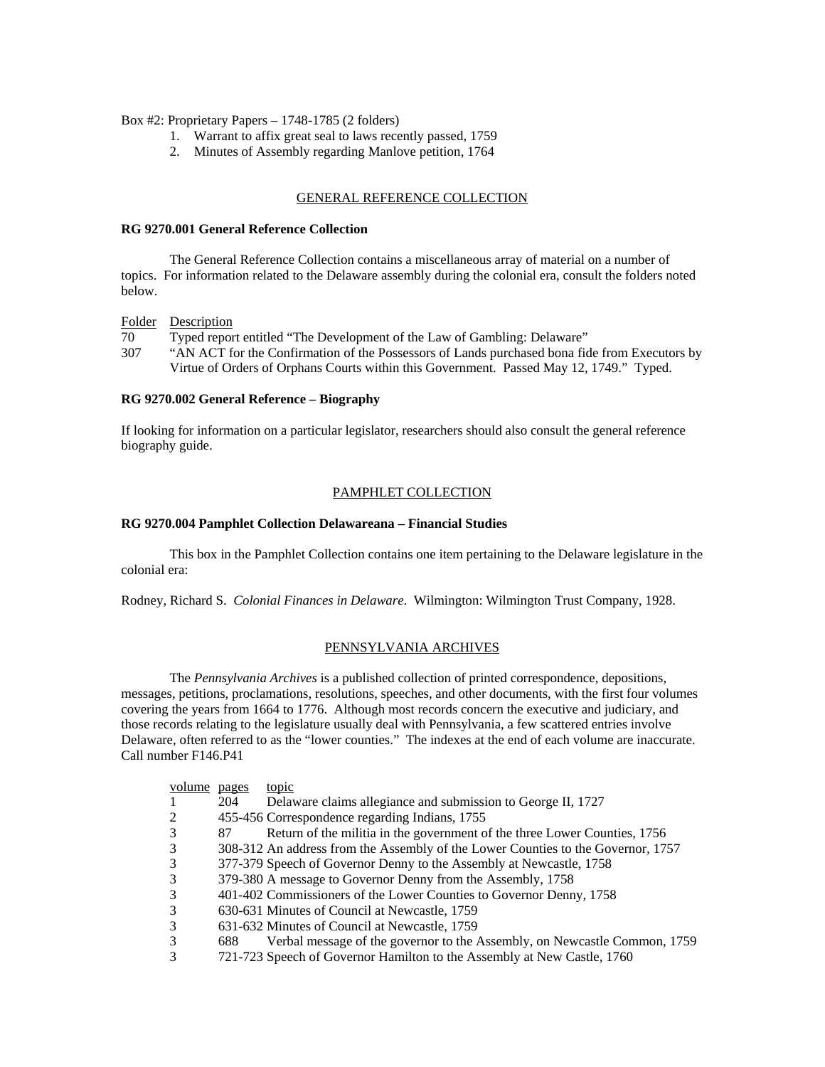Box #2: Proprietary Papers – 1748-1785 (2 folders)

1. Warrant to affix great seal to laws recently passed, 1759
2. Minutes of Assembly regarding Manlove petition, 1764

## GENERAL REFERENCE COLLECTION

**RG 9270.001 General Reference Collection**

The General Reference Collection contains a miscellaneous array of material on a number of topics. For information related to the Delaware assembly during the colonial era, consult the folders noted below.

| Folder | Description |
|---|---|
| 70 | Typed report entitled "The Development of the Law of Gambling: Delaware" |
| 307 | "AN ACT for the Confirmation of the Possessors of Lands purchased bona fide from Executors by Virtue of Orders of Orphans Courts within this Government. Passed May 12, 1749." Typed. |

**RG 9270.002 General Reference – Biography**

If looking for information on a particular legislator, researchers should also consult the general reference biography guide.

## PAMPHLET COLLECTION

**RG 9270.004 Pamphlet Collection Delawareana – Financial Studies**

This box in the Pamphlet Collection contains one item pertaining to the Delaware legislature in the colonial era:

Rodney, Richard S. *Colonial Finances in Delaware*. Wilmington: Wilmington Trust Company, 1928.

## PENNSYLVANIA ARCHIVES

The *Pennsylvania Archives* is a published collection of printed correspondence, depositions, messages, petitions, proclamations, resolutions, speeches, and other documents, with the first four volumes covering the years from 1664 to 1776. Although most records concern the executive and judiciary, and those records relating to the legislature usually deal with Pennsylvania, a few scattered entries involve Delaware, often referred to as the "lower counties." The indexes at the end of each volume are inaccurate. Call number F146.P41

| volume | pages | topic |
|---|---|---|
| 1 | 204 | Delaware claims allegiance and submission to George II, 1727 |
| 2 | 455-456 | Correspondence regarding Indians, 1755 |
| 3 | 87 | Return of the militia in the government of the three Lower Counties, 1756 |
| 3 | 308-312 | An address from the Assembly of the Lower Counties to the Governor, 1757 |
| 3 | 377-379 | Speech of Governor Denny to the Assembly at Newcastle, 1758 |
| 3 | 379-380 | A message to Governor Denny from the Assembly, 1758 |
| 3 | 401-402 | Commissioners of the Lower Counties to Governor Denny, 1758 |
| 3 | 630-631 | Minutes of Council at Newcastle, 1759 |
| 3 | 631-632 | Minutes of Council at Newcastle, 1759 |
| 3 | 688 | Verbal message of the governor to the Assembly, on Newcastle Common, 1759 |
| 3 | 721-723 | Speech of Governor Hamilton to the Assembly at New Castle, 1760 |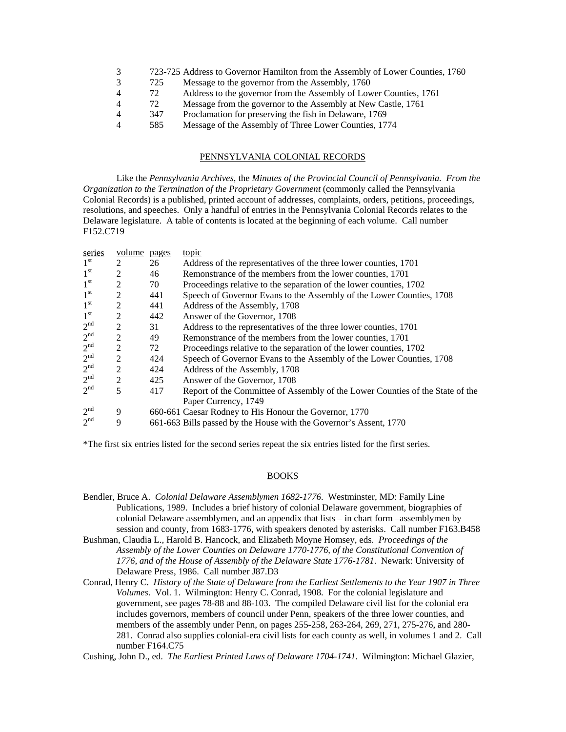| | | |
|---|---|---|
| 3 | 723-725 | Address to Governor Hamilton from the Assembly of Lower Counties, 1760 |
| 3 | 725 | Message to the governor from the Assembly, 1760 |
| 4 | 72 | Address to the governor from the Assembly of Lower Counties, 1761 |
| 4 | 72 | Message from the governor to the Assembly at New Castle, 1761 |
| 4 | 347 | Proclamation for preserving the fish in Delaware, 1769 |
| 4 | 585 | Message of the Assembly of Three Lower Counties, 1774 |

## PENNSYLVANIA COLONIAL RECORDS

Like the *Pennsylvania Archives*, the *Minutes of the Provincial Council of Pennsylvania. From the Organization to the Termination of the Proprietary Government* (commonly called the Pennsylvania Colonial Records) is a published, printed account of addresses, complaints, orders, petitions, proceedings, resolutions, and speeches. Only a handful of entries in the Pennsylvania Colonial Records relates to the Delaware legislature. A table of contents is located at the beginning of each volume. Call number F152.C719

| series | volume | pages | topic |
|---|---|---|---|
| 1st | 2 | 26 | Address of the representatives of the three lower counties, 1701 |
| 1st | 2 | 46 | Remonstrance of the members from the lower counties, 1701 |
| 1st | 2 | 70 | Proceedings relative to the separation of the lower counties, 1702 |
| 1st | 2 | 441 | Speech of Governor Evans to the Assembly of the Lower Counties, 1708 |
| 1st | 2 | 441 | Address of the Assembly, 1708 |
| 1st | 2 | 442 | Answer of the Governor, 1708 |
| 2nd | 2 | 31 | Address to the representatives of the three lower counties, 1701 |
| 2nd | 2 | 49 | Remonstrance of the members from the lower counties, 1701 |
| 2nd | 2 | 72 | Proceedings relative to the separation of the lower counties, 1702 |
| 2nd | 2 | 424 | Speech of Governor Evans to the Assembly of the Lower Counties, 1708 |
| 2nd | 2 | 424 | Address of the Assembly, 1708 |
| 2nd | 2 | 425 | Answer of the Governor, 1708 |
| 2nd | 5 | 417 | Report of the Committee of Assembly of the Lower Counties of the State of the Paper Currency, 1749 |
| 2nd | 9 | 660-661 | Caesar Rodney to His Honour the Governor, 1770 |
| 2nd | 9 | 661-663 | Bills passed by the House with the Governor's Assent, 1770 |

*The first six entries listed for the second series repeat the six entries listed for the first series.

## BOOKS

Bendler, Bruce A. *Colonial Delaware Assemblymen 1682-1776*. Westminster, MD: Family Line Publications, 1989. Includes a brief history of colonial Delaware government, biographies of colonial Delaware assemblymen, and an appendix that lists – in chart form –assemblymen by session and county, from 1683-1776, with speakers denoted by asterisks. Call number F163.B458

Bushman, Claudia L., Harold B. Hancock, and Elizabeth Moyne Homsey, eds. *Proceedings of the Assembly of the Lower Counties on Delaware 1770-1776, of the Constitutional Convention of 1776, and of the House of Assembly of the Delaware State 1776-1781*. Newark: University of Delaware Press, 1986. Call number J87.D3

Conrad, Henry C. *History of the State of Delaware from the Earliest Settlements to the Year 1907 in Three Volumes*. Vol. 1. Wilmington: Henry C. Conrad, 1908. For the colonial legislature and government, see pages 78-88 and 88-103. The compiled Delaware civil list for the colonial era includes governors, members of council under Penn, speakers of the three lower counties, and members of the assembly under Penn, on pages 255-258, 263-264, 269, 271, 275-276, and 280-281. Conrad also supplies colonial-era civil lists for each county as well, in volumes 1 and 2. Call number F164.C75

Cushing, John D., ed. *The Earliest Printed Laws of Delaware 1704-1741*. Wilmington: Michael Glazier,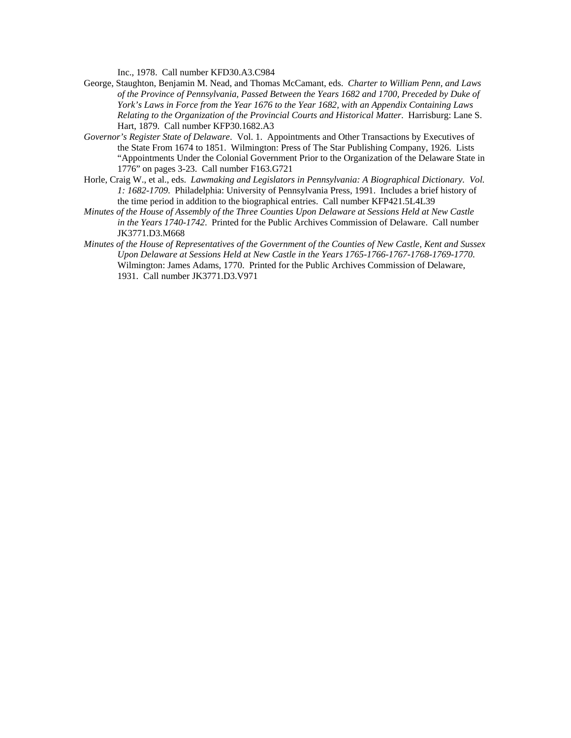Inc., 1978. Call number KFD30.A3.C984

George, Staughton, Benjamin M. Nead, and Thomas McCamant, eds. *Charter to William Penn, and Laws of the Province of Pennsylvania, Passed Between the Years 1682 and 1700, Preceded by Duke of York's Laws in Force from the Year 1676 to the Year 1682, with an Appendix Containing Laws Relating to the Organization of the Provincial Courts and Historical Matter*. Harrisburg: Lane S. Hart, 1879. Call number KFP30.1682.A3

*Governor's Register State of Delaware*. Vol. 1. Appointments and Other Transactions by Executives of the State From 1674 to 1851. Wilmington: Press of The Star Publishing Company, 1926. Lists "Appointments Under the Colonial Government Prior to the Organization of the Delaware State in 1776" on pages 3-23. Call number F163.G721

Horle, Craig W., et al., eds. *Lawmaking and Legislators in Pennsylvania: A Biographical Dictionary. Vol. 1: 1682-1709*. Philadelphia: University of Pennsylvania Press, 1991. Includes a brief history of the time period in addition to the biographical entries. Call number KFP421.5L4L39

*Minutes of the House of Assembly of the Three Counties Upon Delaware at Sessions Held at New Castle in the Years 1740-1742*. Printed for the Public Archives Commission of Delaware. Call number JK3771.D3.M668

*Minutes of the House of Representatives of the Government of the Counties of New Castle, Kent and Sussex Upon Delaware at Sessions Held at New Castle in the Years 1765-1766-1767-1768-1769-1770*. Wilmington: James Adams, 1770. Printed for the Public Archives Commission of Delaware, 1931. Call number JK3771.D3.V971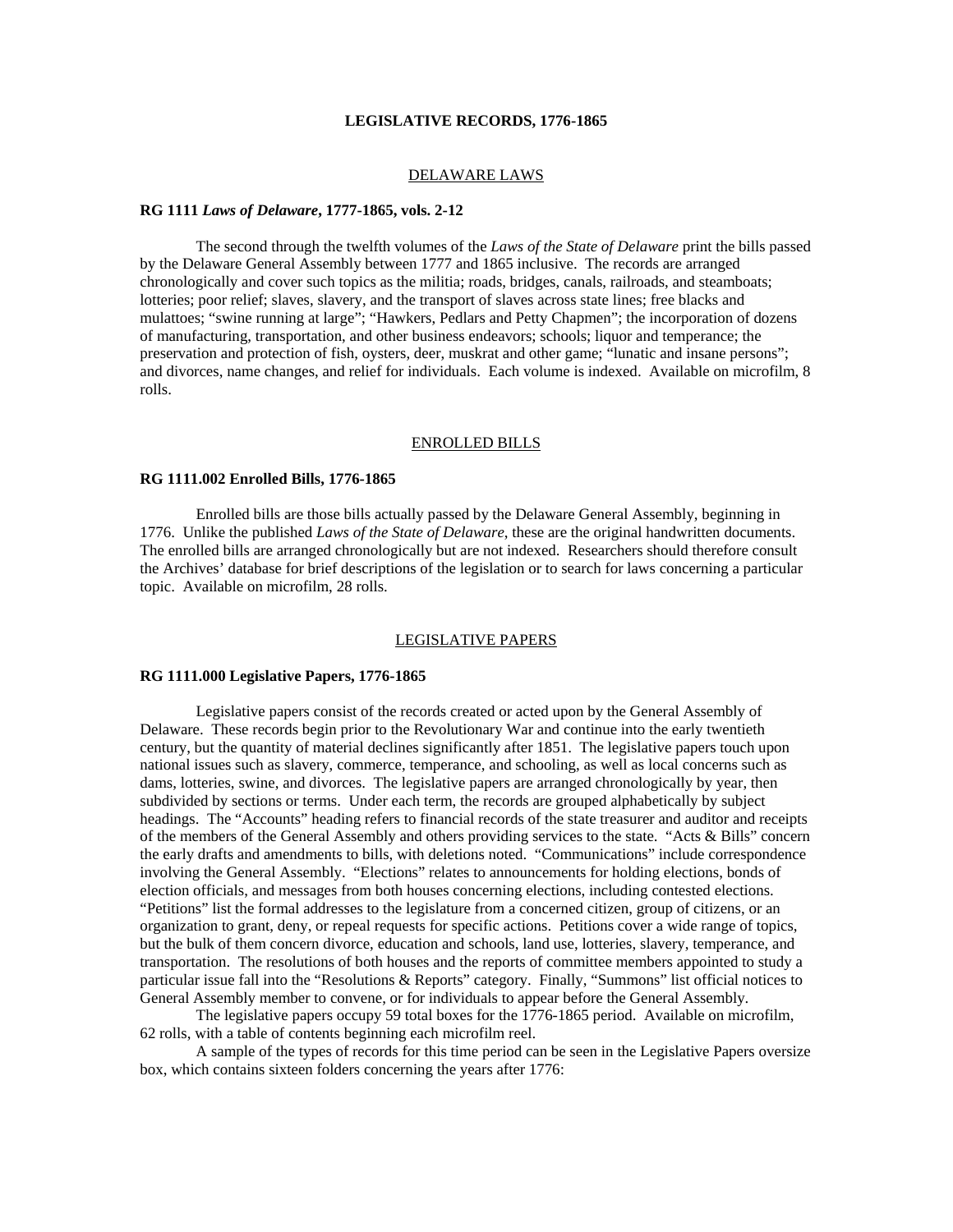# LEGISLATIVE RECORDS, 1776-1865

## DELAWARE LAWS

**RG 1111 *Laws of Delaware*, 1777-1865, vols. 2-12**

The second through the twelfth volumes of the *Laws of the State of Delaware* print the bills passed by the Delaware General Assembly between 1777 and 1865 inclusive. The records are arranged chronologically and cover such topics as the militia; roads, bridges, canals, railroads, and steamboats; lotteries; poor relief; slaves, slavery, and the transport of slaves across state lines; free blacks and mulattoes; "swine running at large"; "Hawkers, Pedlars and Petty Chapmen"; the incorporation of dozens of manufacturing, transportation, and other business endeavors; schools; liquor and temperance; the preservation and protection of fish, oysters, deer, muskrat and other game; "lunatic and insane persons"; and divorces, name changes, and relief for individuals. Each volume is indexed. Available on microfilm, 8 rolls.

## ENROLLED BILLS

**RG 1111.002 Enrolled Bills, 1776-1865**

Enrolled bills are those bills actually passed by the Delaware General Assembly, beginning in 1776. Unlike the published *Laws of the State of Delaware*, these are the original handwritten documents. The enrolled bills are arranged chronologically but are not indexed. Researchers should therefore consult the Archives' database for brief descriptions of the legislation or to search for laws concerning a particular topic. Available on microfilm, 28 rolls.

## LEGISLATIVE PAPERS

**RG 1111.000 Legislative Papers, 1776-1865**

Legislative papers consist of the records created or acted upon by the General Assembly of Delaware. These records begin prior to the Revolutionary War and continue into the early twentieth century, but the quantity of material declines significantly after 1851. The legislative papers touch upon national issues such as slavery, commerce, temperance, and schooling, as well as local concerns such as dams, lotteries, swine, and divorces. The legislative papers are arranged chronologically by year, then subdivided by sections or terms. Under each term, the records are grouped alphabetically by subject headings. The "Accounts" heading refers to financial records of the state treasurer and auditor and receipts of the members of the General Assembly and others providing services to the state. "Acts & Bills" concern the early drafts and amendments to bills, with deletions noted. "Communications" include correspondence involving the General Assembly. "Elections" relates to announcements for holding elections, bonds of election officials, and messages from both houses concerning elections, including contested elections. "Petitions" list the formal addresses to the legislature from a concerned citizen, group of citizens, or an organization to grant, deny, or repeal requests for specific actions. Petitions cover a wide range of topics, but the bulk of them concern divorce, education and schools, land use, lotteries, slavery, temperance, and transportation. The resolutions of both houses and the reports of committee members appointed to study a particular issue fall into the "Resolutions & Reports" category. Finally, "Summons" list official notices to General Assembly member to convene, or for individuals to appear before the General Assembly.

The legislative papers occupy 59 total boxes for the 1776-1865 period. Available on microfilm, 62 rolls, with a table of contents beginning each microfilm reel.

A sample of the types of records for this time period can be seen in the Legislative Papers oversize box, which contains sixteen folders concerning the years after 1776: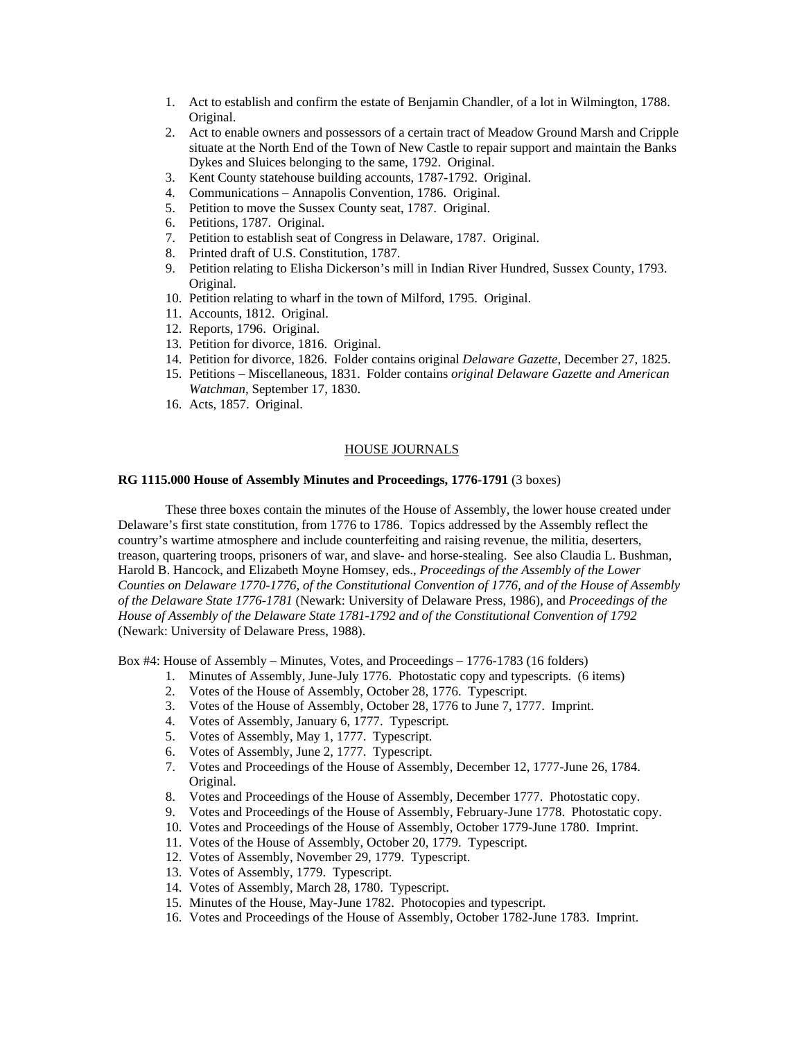1. Act to establish and confirm the estate of Benjamin Chandler, of a lot in Wilmington, 1788. Original.
2. Act to enable owners and possessors of a certain tract of Meadow Ground Marsh and Cripple situate at the North End of the Town of New Castle to repair support and maintain the Banks Dykes and Sluices belonging to the same, 1792. Original.
3. Kent County statehouse building accounts, 1787-1792. Original.
4. Communications – Annapolis Convention, 1786. Original.
5. Petition to move the Sussex County seat, 1787. Original.
6. Petitions, 1787. Original.
7. Petition to establish seat of Congress in Delaware, 1787. Original.
8. Printed draft of U.S. Constitution, 1787.
9. Petition relating to Elisha Dickerson's mill in Indian River Hundred, Sussex County, 1793. Original.
10. Petition relating to wharf in the town of Milford, 1795. Original.
11. Accounts, 1812. Original.
12. Reports, 1796. Original.
13. Petition for divorce, 1816. Original.
14. Petition for divorce, 1826. Folder contains original *Delaware Gazette*, December 27, 1825.
15. Petitions – Miscellaneous, 1831. Folder contains *original Delaware Gazette and American Watchman*, September 17, 1830.
16. Acts, 1857. Original.

## HOUSE JOURNALS

**RG 1115.000 House of Assembly Minutes and Proceedings, 1776-1791** (3 boxes)

These three boxes contain the minutes of the House of Assembly, the lower house created under Delaware's first state constitution, from 1776 to 1786. Topics addressed by the Assembly reflect the country's wartime atmosphere and include counterfeiting and raising revenue, the militia, deserters, treason, quartering troops, prisoners of war, and slave- and horse-stealing. See also Claudia L. Bushman, Harold B. Hancock, and Elizabeth Moyne Homsey, eds., *Proceedings of the Assembly of the Lower Counties on Delaware 1770-1776, of the Constitutional Convention of 1776, and of the House of Assembly of the Delaware State 1776-1781* (Newark: University of Delaware Press, 1986), and *Proceedings of the House of Assembly of the Delaware State 1781-1792 and of the Constitutional Convention of 1792* (Newark: University of Delaware Press, 1988).

Box #4: House of Assembly – Minutes, Votes, and Proceedings – 1776-1783 (16 folders)

1. Minutes of Assembly, June-July 1776. Photostatic copy and typescripts. (6 items)
2. Votes of the House of Assembly, October 28, 1776. Typescript.
3. Votes of the House of Assembly, October 28, 1776 to June 7, 1777. Imprint.
4. Votes of Assembly, January 6, 1777. Typescript.
5. Votes of Assembly, May 1, 1777. Typescript.
6. Votes of Assembly, June 2, 1777. Typescript.
7. Votes and Proceedings of the House of Assembly, December 12, 1777-June 26, 1784. Original.
8. Votes and Proceedings of the House of Assembly, December 1777. Photostatic copy.
9. Votes and Proceedings of the House of Assembly, February-June 1778. Photostatic copy.
10. Votes and Proceedings of the House of Assembly, October 1779-June 1780. Imprint.
11. Votes of the House of Assembly, October 20, 1779. Typescript.
12. Votes of Assembly, November 29, 1779. Typescript.
13. Votes of Assembly, 1779. Typescript.
14. Votes of Assembly, March 28, 1780. Typescript.
15. Minutes of the House, May-June 1782. Photocopies and typescript.
16. Votes and Proceedings of the House of Assembly, October 1782-June 1783. Imprint.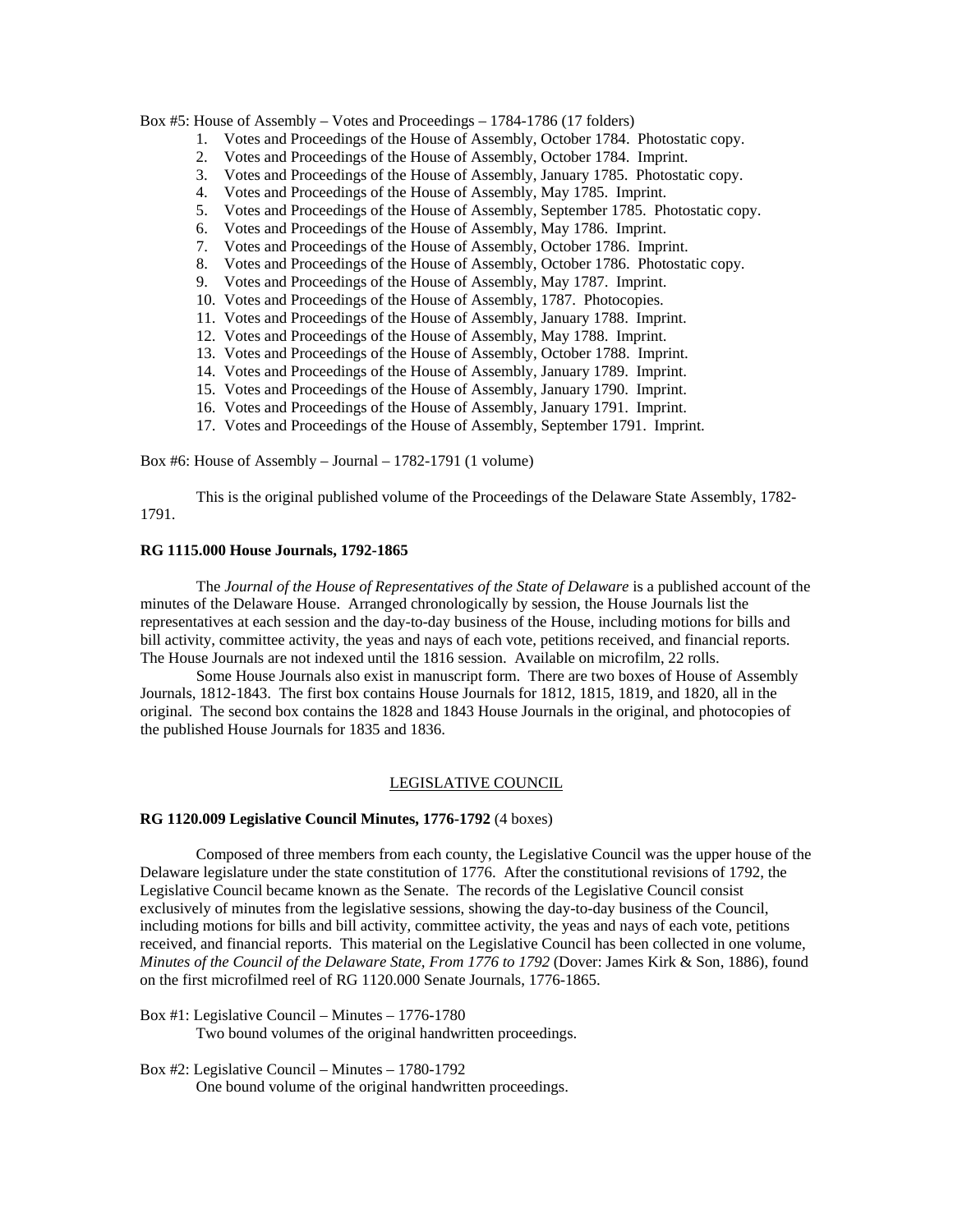Box #5: House of Assembly – Votes and Proceedings – 1784-1786 (17 folders)

1. Votes and Proceedings of the House of Assembly, October 1784. Photostatic copy.
2. Votes and Proceedings of the House of Assembly, October 1784. Imprint.
3. Votes and Proceedings of the House of Assembly, January 1785. Photostatic copy.
4. Votes and Proceedings of the House of Assembly, May 1785. Imprint.
5. Votes and Proceedings of the House of Assembly, September 1785. Photostatic copy.
6. Votes and Proceedings of the House of Assembly, May 1786. Imprint.
7. Votes and Proceedings of the House of Assembly, October 1786. Imprint.
8. Votes and Proceedings of the House of Assembly, October 1786. Photostatic copy.
9. Votes and Proceedings of the House of Assembly, May 1787. Imprint.
10. Votes and Proceedings of the House of Assembly, 1787. Photocopies.
11. Votes and Proceedings of the House of Assembly, January 1788. Imprint.
12. Votes and Proceedings of the House of Assembly, May 1788. Imprint.
13. Votes and Proceedings of the House of Assembly, October 1788. Imprint.
14. Votes and Proceedings of the House of Assembly, January 1789. Imprint.
15. Votes and Proceedings of the House of Assembly, January 1790. Imprint.
16. Votes and Proceedings of the House of Assembly, January 1791. Imprint.
17. Votes and Proceedings of the House of Assembly, September 1791. Imprint.

Box #6: House of Assembly – Journal – 1782-1791 (1 volume)

This is the original published volume of the Proceedings of the Delaware State Assembly, 1782-1791.

**RG 1115.000 House Journals, 1792-1865**

The *Journal of the House of Representatives of the State of Delaware* is a published account of the minutes of the Delaware House. Arranged chronologically by session, the House Journals list the representatives at each session and the day-to-day business of the House, including motions for bills and bill activity, committee activity, the yeas and nays of each vote, petitions received, and financial reports. The House Journals are not indexed until the 1816 session. Available on microfilm, 22 rolls.

Some House Journals also exist in manuscript form. There are two boxes of House of Assembly Journals, 1812-1843. The first box contains House Journals for 1812, 1815, 1819, and 1820, all in the original. The second box contains the 1828 and 1843 House Journals in the original, and photocopies of the published House Journals for 1835 and 1836.

## LEGISLATIVE COUNCIL

**RG 1120.009 Legislative Council Minutes, 1776-1792** (4 boxes)

Composed of three members from each county, the Legislative Council was the upper house of the Delaware legislature under the state constitution of 1776. After the constitutional revisions of 1792, the Legislative Council became known as the Senate. The records of the Legislative Council consist exclusively of minutes from the legislative sessions, showing the day-to-day business of the Council, including motions for bills and bill activity, committee activity, the yeas and nays of each vote, petitions received, and financial reports. This material on the Legislative Council has been collected in one volume, *Minutes of the Council of the Delaware State, From 1776 to 1792* (Dover: James Kirk & Son, 1886), found on the first microfilmed reel of RG 1120.000 Senate Journals, 1776-1865.

Box #1: Legislative Council – Minutes – 1776-1780
Two bound volumes of the original handwritten proceedings.

Box #2: Legislative Council – Minutes – 1780-1792
One bound volume of the original handwritten proceedings.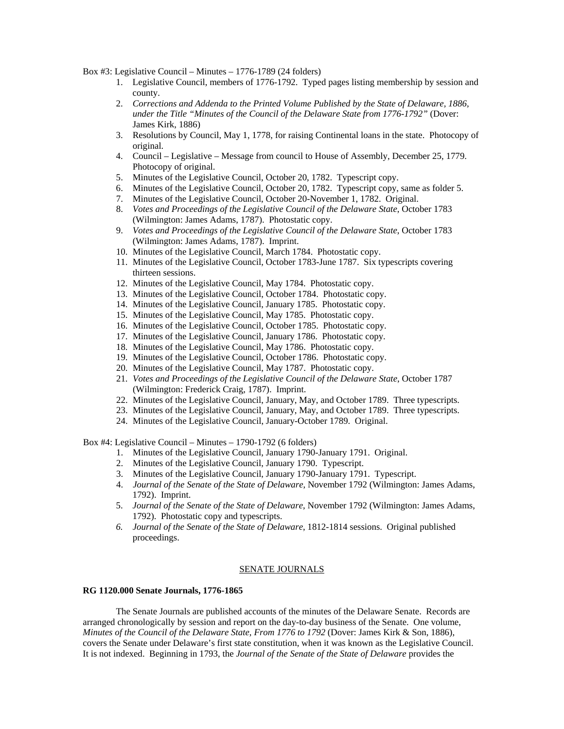Box #3: Legislative Council – Minutes – 1776-1789 (24 folders)

1. Legislative Council, members of 1776-1792. Typed pages listing membership by session and county.
2. *Corrections and Addenda to the Printed Volume Published by the State of Delaware, 1886, under the Title "Minutes of the Council of the Delaware State from 1776-1792"* (Dover: James Kirk, 1886)
3. Resolutions by Council, May 1, 1778, for raising Continental loans in the state. Photocopy of original.
4. Council – Legislative – Message from council to House of Assembly, December 25, 1779. Photocopy of original.
5. Minutes of the Legislative Council, October 20, 1782. Typescript copy.
6. Minutes of the Legislative Council, October 20, 1782. Typescript copy, same as folder 5.
7. Minutes of the Legislative Council, October 20-November 1, 1782. Original.
8. *Votes and Proceedings of the Legislative Council of the Delaware State*, October 1783 (Wilmington: James Adams, 1787). Photostatic copy.
9. *Votes and Proceedings of the Legislative Council of the Delaware State,* October 1783 (Wilmington: James Adams, 1787). Imprint.
10. Minutes of the Legislative Council, March 1784. Photostatic copy.
11. Minutes of the Legislative Council, October 1783-June 1787. Six typescripts covering thirteen sessions.
12. Minutes of the Legislative Council, May 1784. Photostatic copy.
13. Minutes of the Legislative Council, October 1784. Photostatic copy.
14. Minutes of the Legislative Council, January 1785. Photostatic copy.
15. Minutes of the Legislative Council, May 1785. Photostatic copy.
16. Minutes of the Legislative Council, October 1785. Photostatic copy.
17. Minutes of the Legislative Council, January 1786. Photostatic copy.
18. Minutes of the Legislative Council, May 1786. Photostatic copy.
19. Minutes of the Legislative Council, October 1786. Photostatic copy.
20. Minutes of the Legislative Council, May 1787. Photostatic copy.
21. *Votes and Proceedings of the Legislative Council of the Delaware State*, October 1787 (Wilmington: Frederick Craig, 1787). Imprint.
22. Minutes of the Legislative Council, January, May, and October 1789. Three typescripts.
23. Minutes of the Legislative Council, January, May, and October 1789. Three typescripts.
24. Minutes of the Legislative Council, January-October 1789. Original.

Box #4: Legislative Council – Minutes – 1790-1792 (6 folders)

1. Minutes of the Legislative Council, January 1790-January 1791. Original.
2. Minutes of the Legislative Council, January 1790. Typescript.
3. Minutes of the Legislative Council, January 1790-January 1791. Typescript.
4. *Journal of the Senate of the State of Delaware*, November 1792 (Wilmington: James Adams, 1792). Imprint.
5. *Journal of the Senate of the State of Delaware*, November 1792 (Wilmington: James Adams, 1792). Photostatic copy and typescripts.
6. *Journal of the Senate of the State of Delaware*, 1812-1814 sessions. Original published proceedings.

## SENATE JOURNALS

**RG 1120.000 Senate Journals, 1776-1865**

The Senate Journals are published accounts of the minutes of the Delaware Senate. Records are arranged chronologically by session and report on the day-to-day business of the Senate. One volume, *Minutes of the Council of the Delaware State, From 1776 to 1792* (Dover: James Kirk & Son, 1886), covers the Senate under Delaware's first state constitution, when it was known as the Legislative Council. It is not indexed. Beginning in 1793, the *Journal of the Senate of the State of Delaware* provides the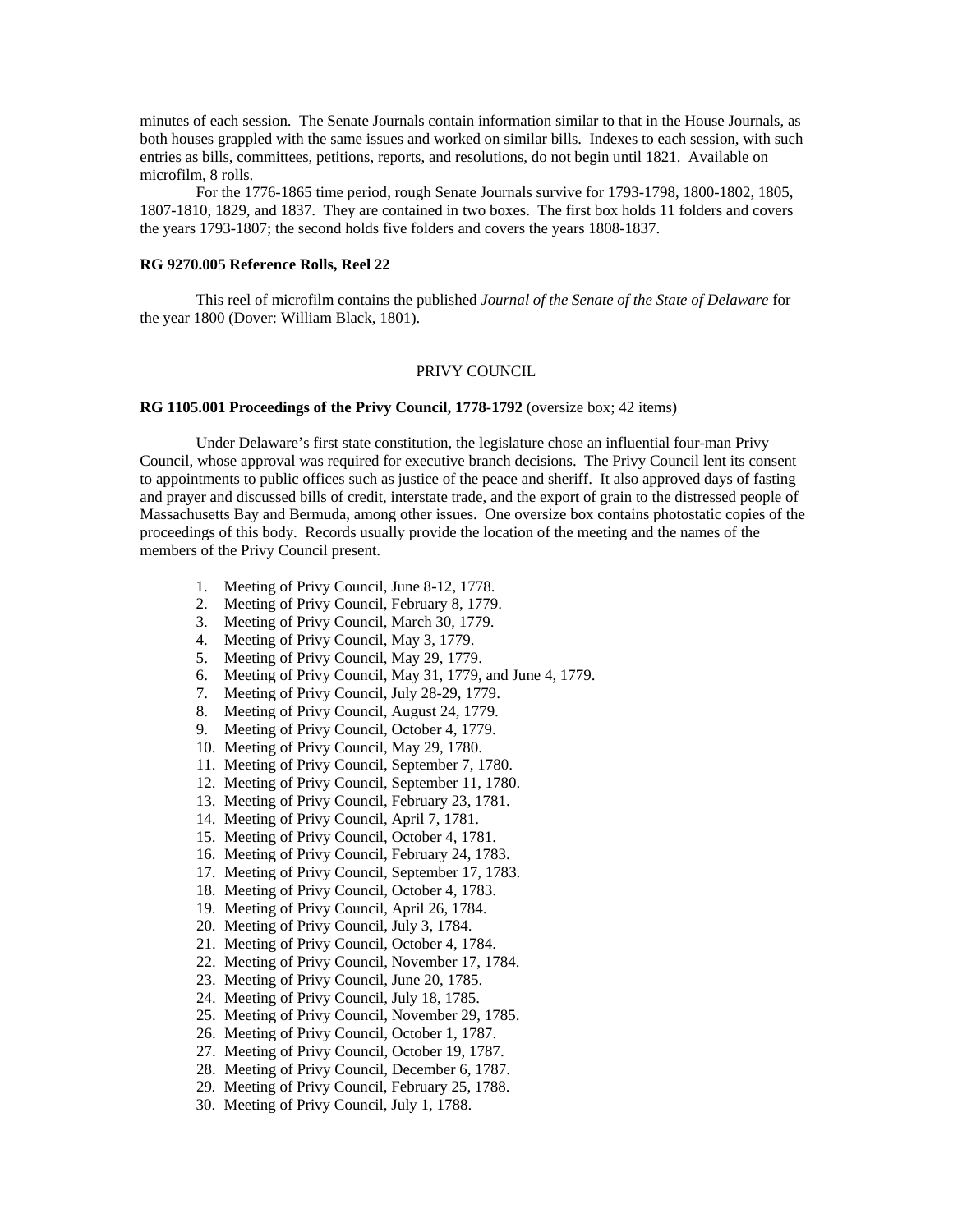minutes of each session. The Senate Journals contain information similar to that in the House Journals, as both houses grappled with the same issues and worked on similar bills. Indexes to each session, with such entries as bills, committees, petitions, reports, and resolutions, do not begin until 1821. Available on microfilm, 8 rolls.

For the 1776-1865 time period, rough Senate Journals survive for 1793-1798, 1800-1802, 1805, 1807-1810, 1829, and 1837. They are contained in two boxes. The first box holds 11 folders and covers the years 1793-1807; the second holds five folders and covers the years 1808-1837.

**RG 9270.005 Reference Rolls, Reel 22**

This reel of microfilm contains the published *Journal of the Senate of the State of Delaware* for the year 1800 (Dover: William Black, 1801).

## PRIVY COUNCIL

**RG 1105.001 Proceedings of the Privy Council, 1778-1792** (oversize box; 42 items)

Under Delaware's first state constitution, the legislature chose an influential four-man Privy Council, whose approval was required for executive branch decisions. The Privy Council lent its consent to appointments to public offices such as justice of the peace and sheriff. It also approved days of fasting and prayer and discussed bills of credit, interstate trade, and the export of grain to the distressed people of Massachusetts Bay and Bermuda, among other issues. One oversize box contains photostatic copies of the proceedings of this body. Records usually provide the location of the meeting and the names of the members of the Privy Council present.

1. Meeting of Privy Council, June 8-12, 1778.
2. Meeting of Privy Council, February 8, 1779.
3. Meeting of Privy Council, March 30, 1779.
4. Meeting of Privy Council, May 3, 1779.
5. Meeting of Privy Council, May 29, 1779.
6. Meeting of Privy Council, May 31, 1779, and June 4, 1779.
7. Meeting of Privy Council, July 28-29, 1779.
8. Meeting of Privy Council, August 24, 1779.
9. Meeting of Privy Council, October 4, 1779.
10. Meeting of Privy Council, May 29, 1780.
11. Meeting of Privy Council, September 7, 1780.
12. Meeting of Privy Council, September 11, 1780.
13. Meeting of Privy Council, February 23, 1781.
14. Meeting of Privy Council, April 7, 1781.
15. Meeting of Privy Council, October 4, 1781.
16. Meeting of Privy Council, February 24, 1783.
17. Meeting of Privy Council, September 17, 1783.
18. Meeting of Privy Council, October 4, 1783.
19. Meeting of Privy Council, April 26, 1784.
20. Meeting of Privy Council, July 3, 1784.
21. Meeting of Privy Council, October 4, 1784.
22. Meeting of Privy Council, November 17, 1784.
23. Meeting of Privy Council, June 20, 1785.
24. Meeting of Privy Council, July 18, 1785.
25. Meeting of Privy Council, November 29, 1785.
26. Meeting of Privy Council, October 1, 1787.
27. Meeting of Privy Council, October 19, 1787.
28. Meeting of Privy Council, December 6, 1787.
29. Meeting of Privy Council, February 25, 1788.
30. Meeting of Privy Council, July 1, 1788.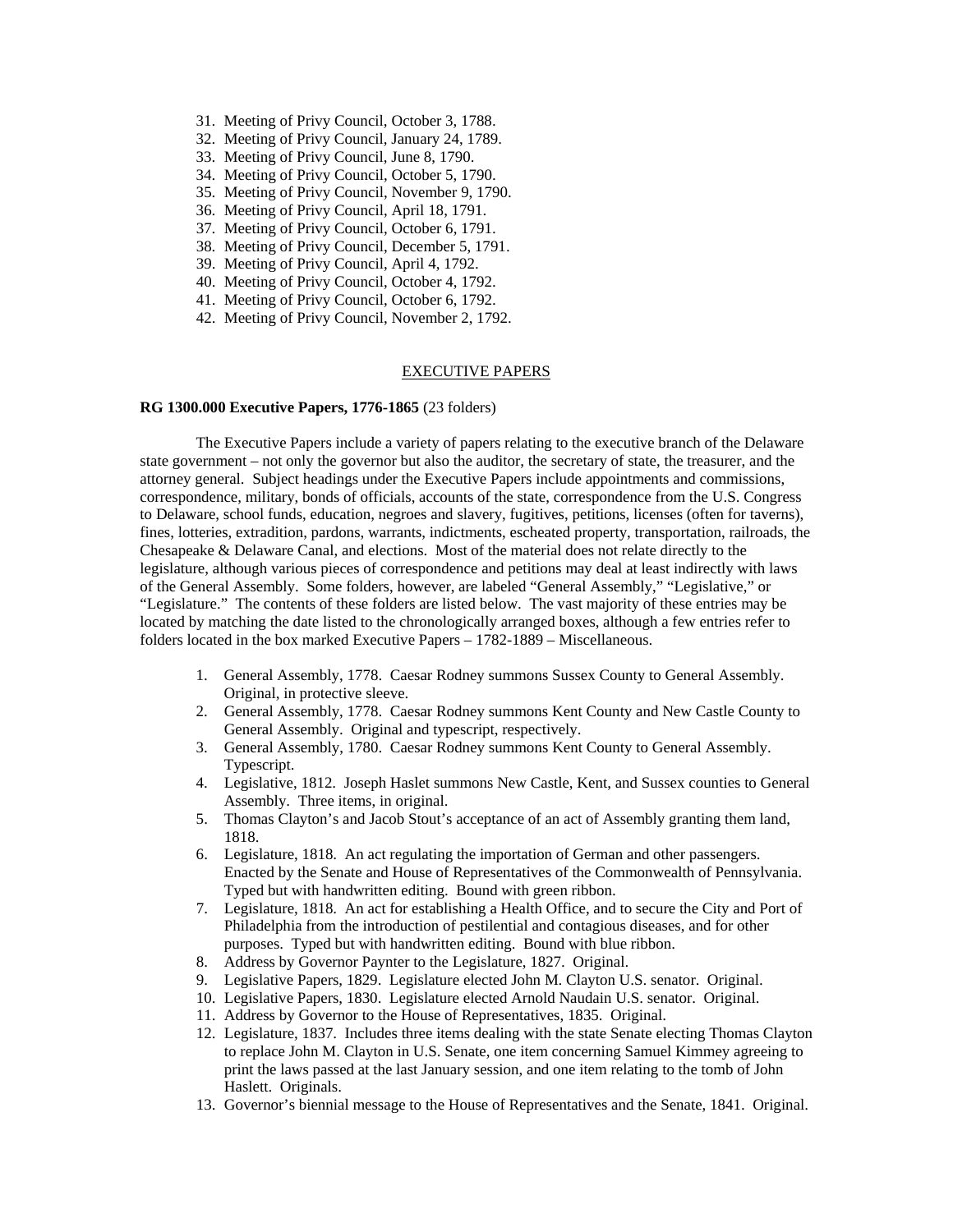31. Meeting of Privy Council, October 3, 1788.
32. Meeting of Privy Council, January 24, 1789.
33. Meeting of Privy Council, June 8, 1790.
34. Meeting of Privy Council, October 5, 1790.
35. Meeting of Privy Council, November 9, 1790.
36. Meeting of Privy Council, April 18, 1791.
37. Meeting of Privy Council, October 6, 1791.
38. Meeting of Privy Council, December 5, 1791.
39. Meeting of Privy Council, April 4, 1792.
40. Meeting of Privy Council, October 4, 1792.
41. Meeting of Privy Council, October 6, 1792.
42. Meeting of Privy Council, November 2, 1792.

## EXECUTIVE PAPERS

**RG 1300.000 Executive Papers, 1776-1865** (23 folders)

The Executive Papers include a variety of papers relating to the executive branch of the Delaware state government – not only the governor but also the auditor, the secretary of state, the treasurer, and the attorney general. Subject headings under the Executive Papers include appointments and commissions, correspondence, military, bonds of officials, accounts of the state, correspondence from the U.S. Congress to Delaware, school funds, education, negroes and slavery, fugitives, petitions, licenses (often for taverns), fines, lotteries, extradition, pardons, warrants, indictments, escheated property, transportation, railroads, the Chesapeake & Delaware Canal, and elections. Most of the material does not relate directly to the legislature, although various pieces of correspondence and petitions may deal at least indirectly with laws of the General Assembly. Some folders, however, are labeled "General Assembly," "Legislative," or "Legislature." The contents of these folders are listed below. The vast majority of these entries may be located by matching the date listed to the chronologically arranged boxes, although a few entries refer to folders located in the box marked Executive Papers – 1782-1889 – Miscellaneous.

1. General Assembly, 1778. Caesar Rodney summons Sussex County to General Assembly. Original, in protective sleeve.
2. General Assembly, 1778. Caesar Rodney summons Kent County and New Castle County to General Assembly. Original and typescript, respectively.
3. General Assembly, 1780. Caesar Rodney summons Kent County to General Assembly. Typescript.
4. Legislative, 1812. Joseph Haslet summons New Castle, Kent, and Sussex counties to General Assembly. Three items, in original.
5. Thomas Clayton's and Jacob Stout's acceptance of an act of Assembly granting them land, 1818.
6. Legislature, 1818. An act regulating the importation of German and other passengers. Enacted by the Senate and House of Representatives of the Commonwealth of Pennsylvania. Typed but with handwritten editing. Bound with green ribbon.
7. Legislature, 1818. An act for establishing a Health Office, and to secure the City and Port of Philadelphia from the introduction of pestilential and contagious diseases, and for other purposes. Typed but with handwritten editing. Bound with blue ribbon.
8. Address by Governor Paynter to the Legislature, 1827. Original.
9. Legislative Papers, 1829. Legislature elected John M. Clayton U.S. senator. Original.
10. Legislative Papers, 1830. Legislature elected Arnold Naudain U.S. senator. Original.
11. Address by Governor to the House of Representatives, 1835. Original.
12. Legislature, 1837. Includes three items dealing with the state Senate electing Thomas Clayton to replace John M. Clayton in U.S. Senate, one item concerning Samuel Kimmey agreeing to print the laws passed at the last January session, and one item relating to the tomb of John Haslett. Originals.
13. Governor's biennial message to the House of Representatives and the Senate, 1841. Original.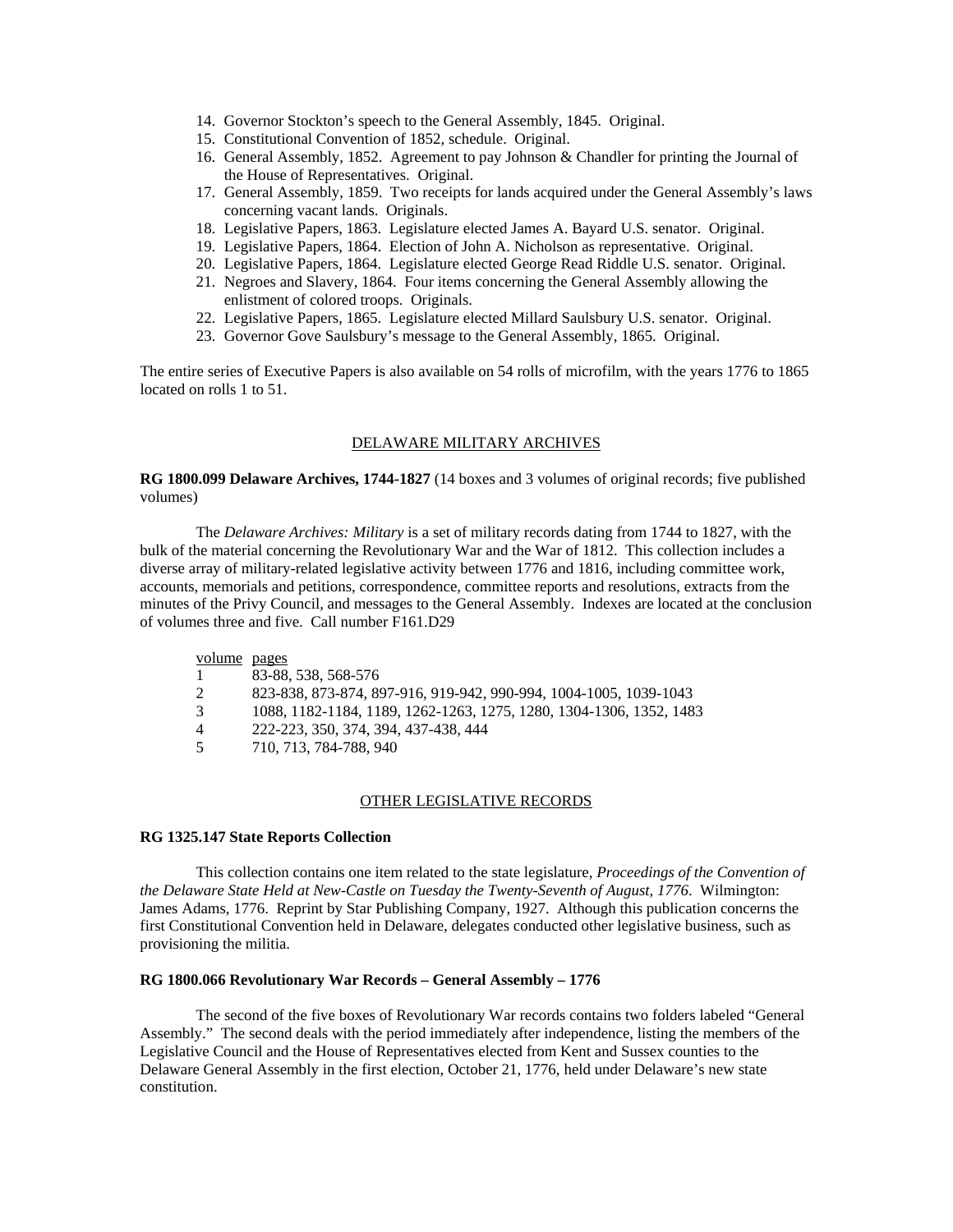14. Governor Stockton's speech to the General Assembly, 1845. Original.
15. Constitutional Convention of 1852, schedule. Original.
16. General Assembly, 1852. Agreement to pay Johnson & Chandler for printing the Journal of the House of Representatives. Original.
17. General Assembly, 1859. Two receipts for lands acquired under the General Assembly's laws concerning vacant lands. Originals.
18. Legislative Papers, 1863. Legislature elected James A. Bayard U.S. senator. Original.
19. Legislative Papers, 1864. Election of John A. Nicholson as representative. Original.
20. Legislative Papers, 1864. Legislature elected George Read Riddle U.S. senator. Original.
21. Negroes and Slavery, 1864. Four items concerning the General Assembly allowing the enlistment of colored troops. Originals.
22. Legislative Papers, 1865. Legislature elected Millard Saulsbury U.S. senator. Original.
23. Governor Gove Saulsbury's message to the General Assembly, 1865. Original.

The entire series of Executive Papers is also available on 54 rolls of microfilm, with the years 1776 to 1865 located on rolls 1 to 51.

## DELAWARE MILITARY ARCHIVES

**RG 1800.099 Delaware Archives, 1744-1827** (14 boxes and 3 volumes of original records; five published volumes)

The *Delaware Archives: Military* is a set of military records dating from 1744 to 1827, with the bulk of the material concerning the Revolutionary War and the War of 1812. This collection includes a diverse array of military-related legislative activity between 1776 and 1816, including committee work, accounts, memorials and petitions, correspondence, committee reports and resolutions, extracts from the minutes of the Privy Council, and messages to the General Assembly. Indexes are located at the conclusion of volumes three and five. Call number F161.D29

| volume | pages |
|---|---|
| 1 | 83-88, 538, 568-576 |
| 2 | 823-838, 873-874, 897-916, 919-942, 990-994, 1004-1005, 1039-1043 |
| 3 | 1088, 1182-1184, 1189, 1262-1263, 1275, 1280, 1304-1306, 1352, 1483 |
| 4 | 222-223, 350, 374, 394, 437-438, 444 |
| 5 | 710, 713, 784-788, 940 |

## OTHER LEGISLATIVE RECORDS

**RG 1325.147 State Reports Collection**

This collection contains one item related to the state legislature, *Proceedings of the Convention of the Delaware State Held at New-Castle on Tuesday the Twenty-Seventh of August, 1776*. Wilmington: James Adams, 1776. Reprint by Star Publishing Company, 1927. Although this publication concerns the first Constitutional Convention held in Delaware, delegates conducted other legislative business, such as provisioning the militia.

**RG 1800.066 Revolutionary War Records – General Assembly – 1776**

The second of the five boxes of Revolutionary War records contains two folders labeled "General Assembly." The second deals with the period immediately after independence, listing the members of the Legislative Council and the House of Representatives elected from Kent and Sussex counties to the Delaware General Assembly in the first election, October 21, 1776, held under Delaware's new state constitution.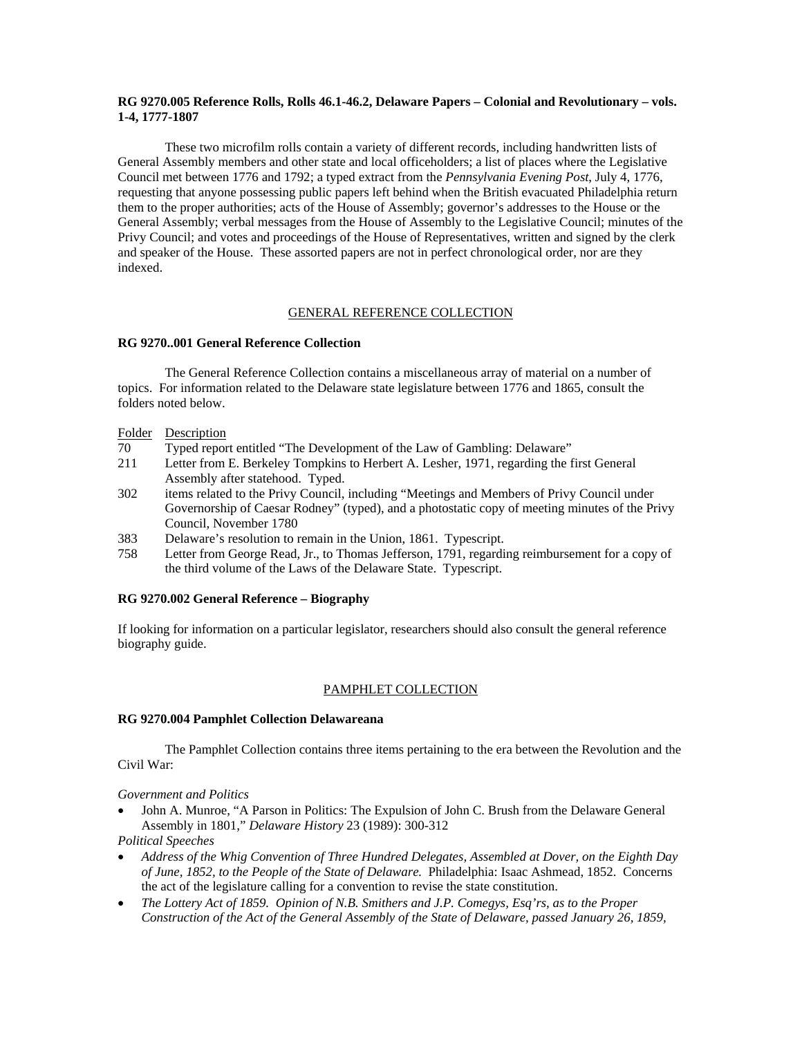**RG 9270.005 Reference Rolls, Rolls 46.1-46.2, Delaware Papers – Colonial and Revolutionary – vols. 1-4, 1777-1807**

These two microfilm rolls contain a variety of different records, including handwritten lists of General Assembly members and other state and local officeholders; a list of places where the Legislative Council met between 1776 and 1792; a typed extract from the *Pennsylvania Evening Post*, July 4, 1776, requesting that anyone possessing public papers left behind when the British evacuated Philadelphia return them to the proper authorities; acts of the House of Assembly; governor's addresses to the House or the General Assembly; verbal messages from the House of Assembly to the Legislative Council; minutes of the Privy Council; and votes and proceedings of the House of Representatives, written and signed by the clerk and speaker of the House. These assorted papers are not in perfect chronological order, nor are they indexed.

## GENERAL REFERENCE COLLECTION

**RG 9270..001 General Reference Collection**

The General Reference Collection contains a miscellaneous array of material on a number of topics. For information related to the Delaware state legislature between 1776 and 1865, consult the folders noted below.

| Folder | Description |
|---|---|
| 70 | Typed report entitled "The Development of the Law of Gambling: Delaware" |
| 211 | Letter from E. Berkeley Tompkins to Herbert A. Lesher, 1971, regarding the first General Assembly after statehood. Typed. |
| 302 | items related to the Privy Council, including "Meetings and Members of Privy Council under Governorship of Caesar Rodney" (typed), and a photostatic copy of meeting minutes of the Privy Council, November 1780 |
| 383 | Delaware's resolution to remain in the Union, 1861. Typescript. |
| 758 | Letter from George Read, Jr., to Thomas Jefferson, 1791, regarding reimbursement for a copy of the third volume of the Laws of the Delaware State. Typescript. |

**RG 9270.002 General Reference – Biography**

If looking for information on a particular legislator, researchers should also consult the general reference biography guide.

## PAMPHLET COLLECTION

**RG 9270.004 Pamphlet Collection Delawareana**

The Pamphlet Collection contains three items pertaining to the era between the Revolution and the Civil War:

*Government and Politics*

- John A. Munroe, "A Parson in Politics: The Expulsion of John C. Brush from the Delaware General Assembly in 1801," *Delaware History* 23 (1989): 300-312

*Political Speeches*

- *Address of the Whig Convention of Three Hundred Delegates, Assembled at Dover, on the Eighth Day of June, 1852, to the People of the State of Delaware.* Philadelphia: Isaac Ashmead, 1852. Concerns the act of the legislature calling for a convention to revise the state constitution.
- *The Lottery Act of 1859. Opinion of N.B. Smithers and J.P. Comegys, Esq'rs, as to the Proper Construction of the Act of the General Assembly of the State of Delaware, passed January 26, 1859,*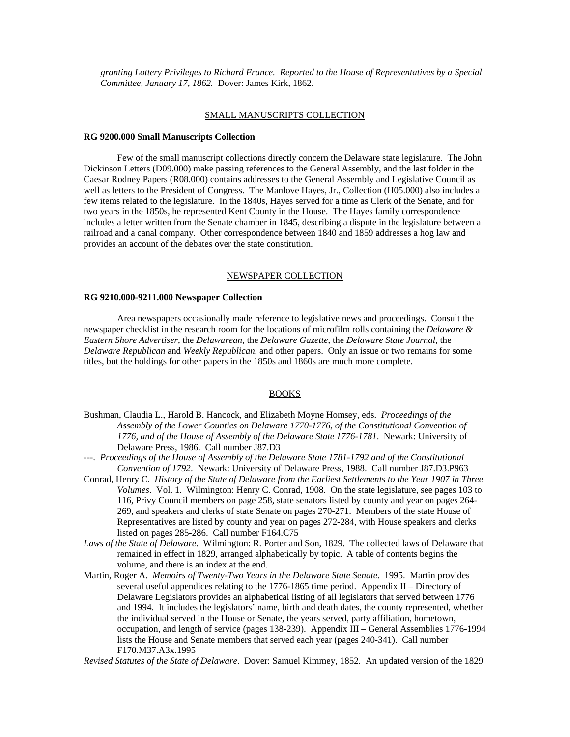*granting Lottery Privileges to Richard France. Reported to the House of Representatives by a Special Committee, January 17, 1862.* Dover: James Kirk, 1862.

## SMALL MANUSCRIPTS COLLECTION

### RG 9200.000 Small Manuscripts Collection

Few of the small manuscript collections directly concern the Delaware state legislature. The John Dickinson Letters (D09.000) make passing references to the General Assembly, and the last folder in the Caesar Rodney Papers (R08.000) contains addresses to the General Assembly and Legislative Council as well as letters to the President of Congress. The Manlove Hayes, Jr., Collection (H05.000) also includes a few items related to the legislature. In the 1840s, Hayes served for a time as Clerk of the Senate, and for two years in the 1850s, he represented Kent County in the House. The Hayes family correspondence includes a letter written from the Senate chamber in 1845, describing a dispute in the legislature between a railroad and a canal company. Other correspondence between 1840 and 1859 addresses a hog law and provides an account of the debates over the state constitution.

## NEWSPAPER COLLECTION

### RG 9210.000-9211.000 Newspaper Collection

Area newspapers occasionally made reference to legislative news and proceedings. Consult the newspaper checklist in the research room for the locations of microfilm rolls containing the *Delaware & Eastern Shore Advertiser*, the *Delawarean*, the *Delaware Gazette*, the *Delaware State Journal*, the *Delaware Republican* and *Weekly Republican,* and other papers. Only an issue or two remains for some titles, but the holdings for other papers in the 1850s and 1860s are much more complete.

## BOOKS

Bushman, Claudia L., Harold B. Hancock, and Elizabeth Moyne Homsey, eds. *Proceedings of the Assembly of the Lower Counties on Delaware 1770-1776, of the Constitutional Convention of 1776, and of the House of Assembly of the Delaware State 1776-1781*. Newark: University of Delaware Press, 1986. Call number J87.D3

---. *Proceedings of the House of Assembly of the Delaware State 1781-1792 and of the Constitutional Convention of 1792*. Newark: University of Delaware Press, 1988. Call number J87.D3.P963

Conrad, Henry C. *History of the State of Delaware from the Earliest Settlements to the Year 1907 in Three Volumes*. Vol. 1. Wilmington: Henry C. Conrad, 1908. On the state legislature, see pages 103 to 116, Privy Council members on page 258, state senators listed by county and year on pages 264-269, and speakers and clerks of state Senate on pages 270-271. Members of the state House of Representatives are listed by county and year on pages 272-284, with House speakers and clerks listed on pages 285-286. Call number F164.C75

*Laws of the State of Delaware*. Wilmington: R. Porter and Son, 1829. The collected laws of Delaware that remained in effect in 1829, arranged alphabetically by topic. A table of contents begins the volume, and there is an index at the end.

Martin, Roger A. *Memoirs of Twenty-Two Years in the Delaware State Senate*. 1995. Martin provides several useful appendices relating to the 1776-1865 time period. Appendix II – Directory of Delaware Legislators provides an alphabetical listing of all legislators that served between 1776 and 1994. It includes the legislators' name, birth and death dates, the county represented, whether the individual served in the House or Senate, the years served, party affiliation, hometown, occupation, and length of service (pages 138-239). Appendix III – General Assemblies 1776-1994 lists the House and Senate members that served each year (pages 240-341). Call number F170.M37.A3x.1995

*Revised Statutes of the State of Delaware*. Dover: Samuel Kimmey, 1852. An updated version of the 1829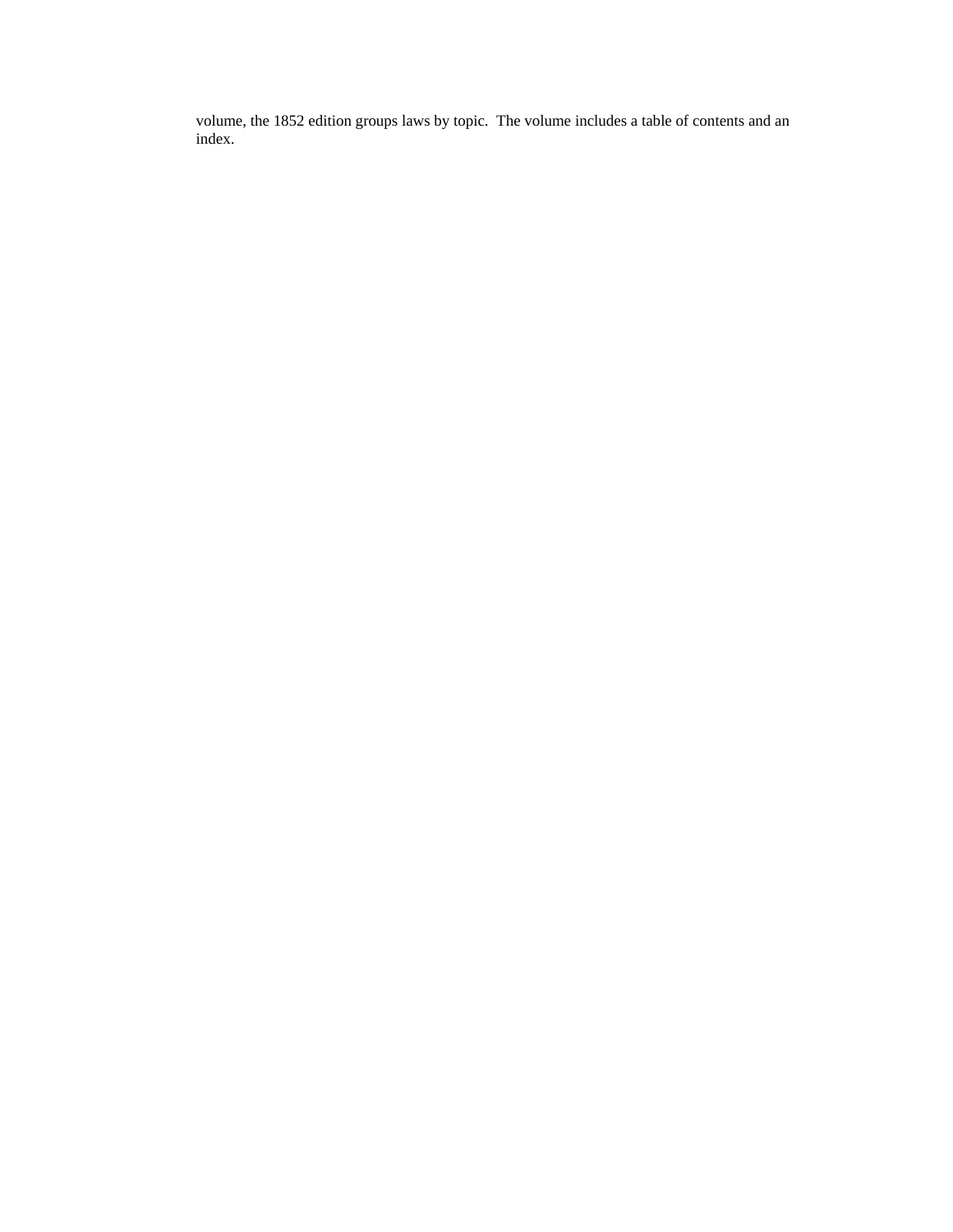volume, the 1852 edition groups laws by topic.  The volume includes a table of contents and an index.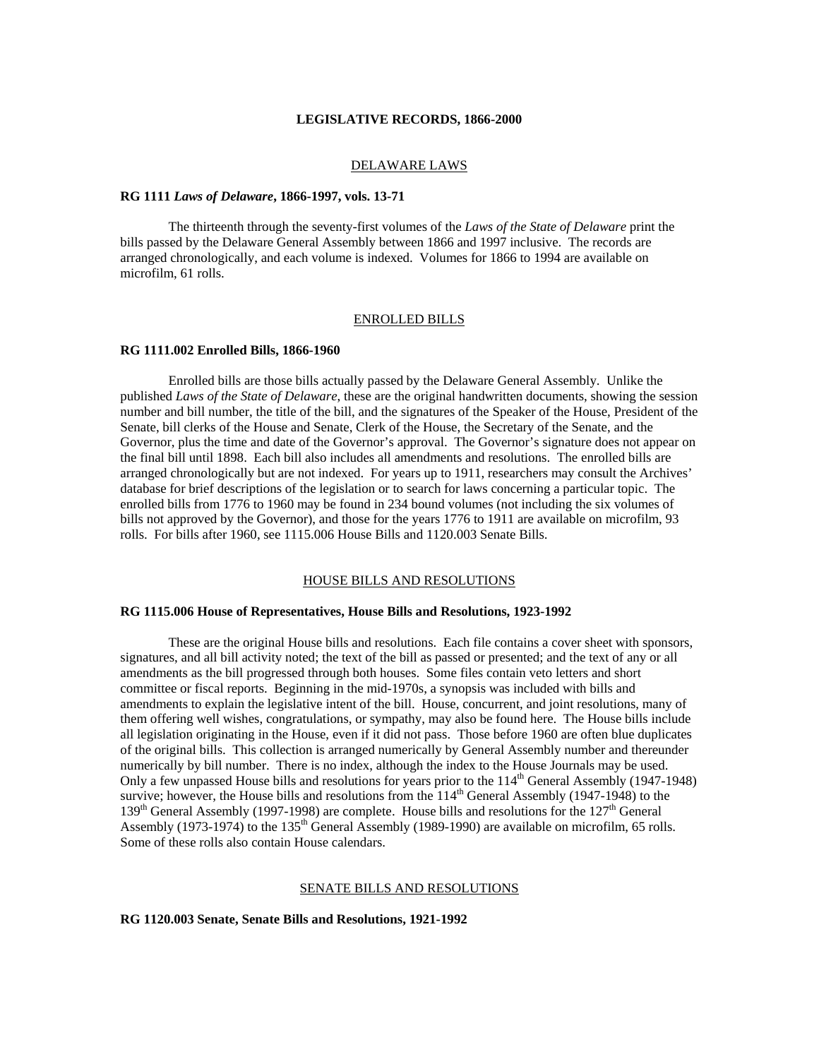## LEGISLATIVE RECORDS, 1866-2000

### DELAWARE LAWS

**RG 1111 *Laws of Delaware*, 1866-1997, vols. 13-71**

The thirteenth through the seventy-first volumes of the *Laws of the State of Delaware* print the bills passed by the Delaware General Assembly between 1866 and 1997 inclusive. The records are arranged chronologically, and each volume is indexed. Volumes for 1866 to 1994 are available on microfilm, 61 rolls.

### ENROLLED BILLS

**RG 1111.002 Enrolled Bills, 1866-1960**

Enrolled bills are those bills actually passed by the Delaware General Assembly. Unlike the published *Laws of the State of Delaware*, these are the original handwritten documents, showing the session number and bill number, the title of the bill, and the signatures of the Speaker of the House, President of the Senate, bill clerks of the House and Senate, Clerk of the House, the Secretary of the Senate, and the Governor, plus the time and date of the Governor's approval. The Governor's signature does not appear on the final bill until 1898. Each bill also includes all amendments and resolutions. The enrolled bills are arranged chronologically but are not indexed. For years up to 1911, researchers may consult the Archives' database for brief descriptions of the legislation or to search for laws concerning a particular topic. The enrolled bills from 1776 to 1960 may be found in 234 bound volumes (not including the six volumes of bills not approved by the Governor), and those for the years 1776 to 1911 are available on microfilm, 93 rolls. For bills after 1960, see 1115.006 House Bills and 1120.003 Senate Bills.

### HOUSE BILLS AND RESOLUTIONS

**RG 1115.006 House of Representatives, House Bills and Resolutions, 1923-1992**

These are the original House bills and resolutions. Each file contains a cover sheet with sponsors, signatures, and all bill activity noted; the text of the bill as passed or presented; and the text of any or all amendments as the bill progressed through both houses. Some files contain veto letters and short committee or fiscal reports. Beginning in the mid-1970s, a synopsis was included with bills and amendments to explain the legislative intent of the bill. House, concurrent, and joint resolutions, many of them offering well wishes, congratulations, or sympathy, may also be found here. The House bills include all legislation originating in the House, even if it did not pass. Those before 1960 are often blue duplicates of the original bills. This collection is arranged numerically by General Assembly number and thereunder numerically by bill number. There is no index, although the index to the House Journals may be used. Only a few unpassed House bills and resolutions for years prior to the 114th General Assembly (1947-1948) survive; however, the House bills and resolutions from the 114th General Assembly (1947-1948) to the 139th General Assembly (1997-1998) are complete. House bills and resolutions for the 127th General Assembly (1973-1974) to the 135th General Assembly (1989-1990) are available on microfilm, 65 rolls. Some of these rolls also contain House calendars.

### SENATE BILLS AND RESOLUTIONS

**RG 1120.003 Senate, Senate Bills and Resolutions, 1921-1992**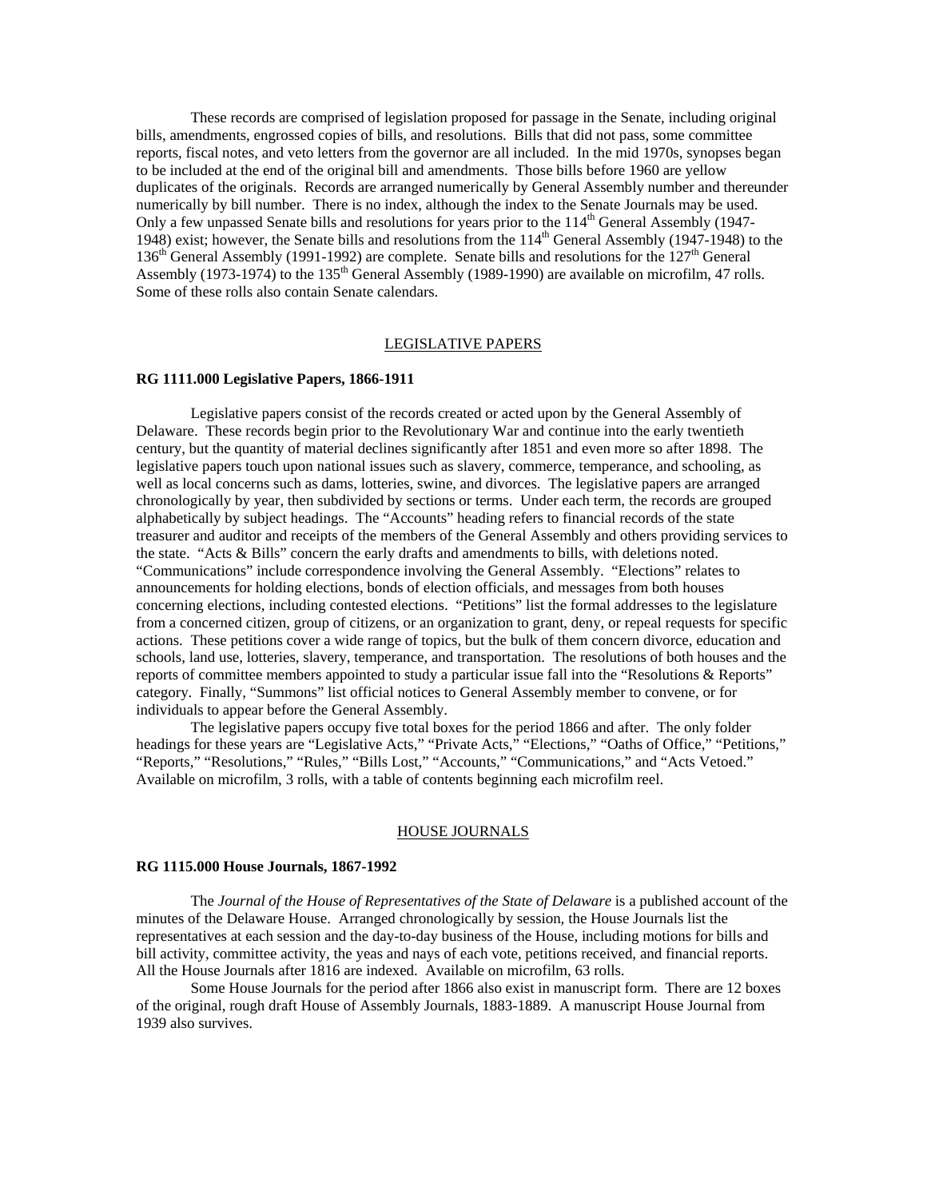These records are comprised of legislation proposed for passage in the Senate, including original bills, amendments, engrossed copies of bills, and resolutions. Bills that did not pass, some committee reports, fiscal notes, and veto letters from the governor are all included. In the mid 1970s, synopses began to be included at the end of the original bill and amendments. Those bills before 1960 are yellow duplicates of the originals. Records are arranged numerically by General Assembly number and thereunder numerically by bill number. There is no index, although the index to the Senate Journals may be used. Only a few unpassed Senate bills and resolutions for years prior to the 114th General Assembly (1947-1948) exist; however, the Senate bills and resolutions from the 114th General Assembly (1947-1948) to the 136th General Assembly (1991-1992) are complete. Senate bills and resolutions for the 127th General Assembly (1973-1974) to the 135th General Assembly (1989-1990) are available on microfilm, 47 rolls. Some of these rolls also contain Senate calendars.

## LEGISLATIVE PAPERS

**RG 1111.000 Legislative Papers, 1866-1911**

Legislative papers consist of the records created or acted upon by the General Assembly of Delaware. These records begin prior to the Revolutionary War and continue into the early twentieth century, but the quantity of material declines significantly after 1851 and even more so after 1898. The legislative papers touch upon national issues such as slavery, commerce, temperance, and schooling, as well as local concerns such as dams, lotteries, swine, and divorces. The legislative papers are arranged chronologically by year, then subdivided by sections or terms. Under each term, the records are grouped alphabetically by subject headings. The "Accounts" heading refers to financial records of the state treasurer and auditor and receipts of the members of the General Assembly and others providing services to the state. "Acts & Bills" concern the early drafts and amendments to bills, with deletions noted. "Communications" include correspondence involving the General Assembly. "Elections" relates to announcements for holding elections, bonds of election officials, and messages from both houses concerning elections, including contested elections. "Petitions" list the formal addresses to the legislature from a concerned citizen, group of citizens, or an organization to grant, deny, or repeal requests for specific actions. These petitions cover a wide range of topics, but the bulk of them concern divorce, education and schools, land use, lotteries, slavery, temperance, and transportation. The resolutions of both houses and the reports of committee members appointed to study a particular issue fall into the "Resolutions & Reports" category. Finally, "Summons" list official notices to General Assembly member to convene, or for individuals to appear before the General Assembly.

The legislative papers occupy five total boxes for the period 1866 and after. The only folder headings for these years are "Legislative Acts," "Private Acts," "Elections," "Oaths of Office," "Petitions," "Reports," "Resolutions," "Rules," "Bills Lost," "Accounts," "Communications," and "Acts Vetoed." Available on microfilm, 3 rolls, with a table of contents beginning each microfilm reel.

## HOUSE JOURNALS

**RG 1115.000 House Journals, 1867-1992**

The *Journal of the House of Representatives of the State of Delaware* is a published account of the minutes of the Delaware House. Arranged chronologically by session, the House Journals list the representatives at each session and the day-to-day business of the House, including motions for bills and bill activity, committee activity, the yeas and nays of each vote, petitions received, and financial reports. All the House Journals after 1816 are indexed. Available on microfilm, 63 rolls.

Some House Journals for the period after 1866 also exist in manuscript form. There are 12 boxes of the original, rough draft House of Assembly Journals, 1883-1889. A manuscript House Journal from 1939 also survives.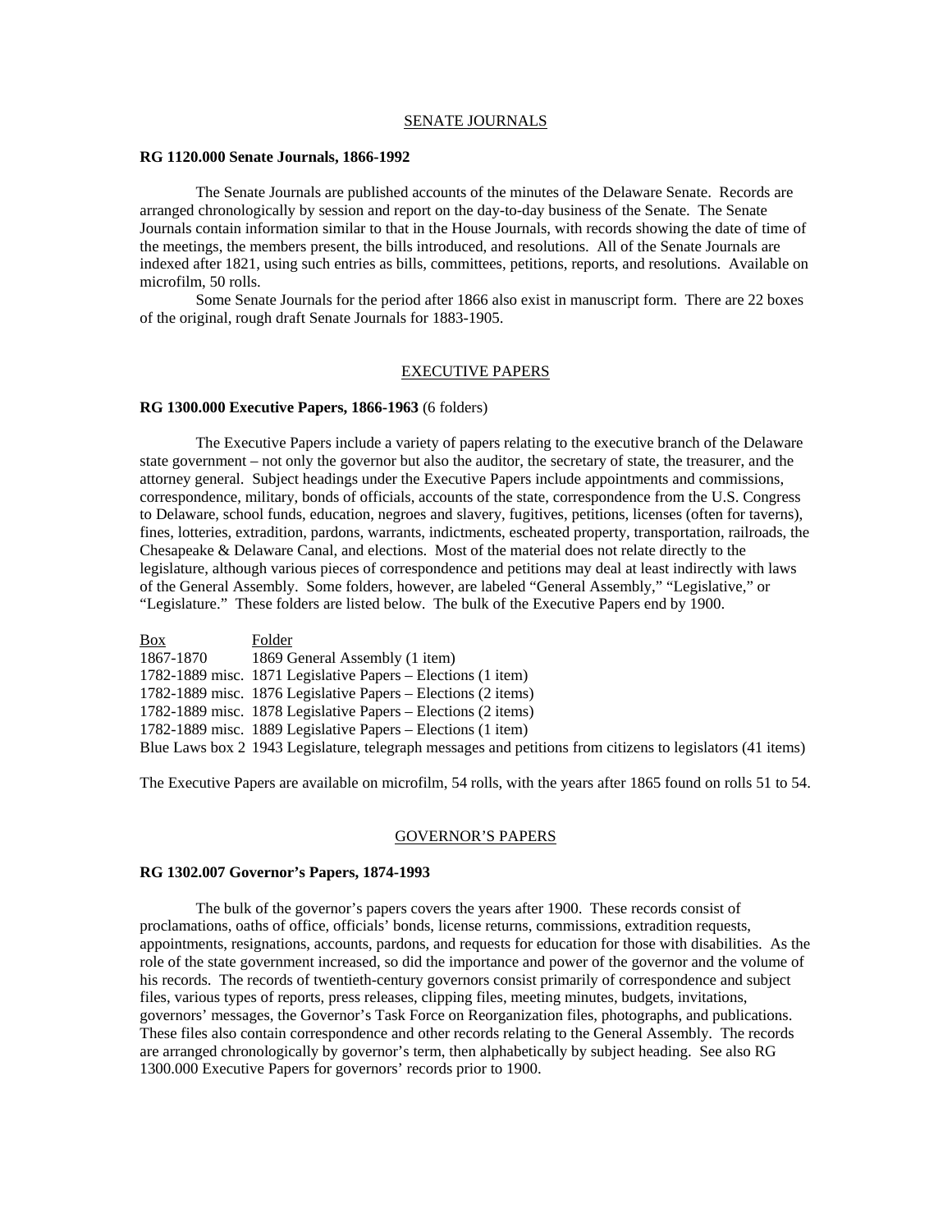## SENATE JOURNALS

### RG 1120.000 Senate Journals, 1866-1992

The Senate Journals are published accounts of the minutes of the Delaware Senate. Records are arranged chronologically by session and report on the day-to-day business of the Senate. The Senate Journals contain information similar to that in the House Journals, with records showing the date of time of the meetings, the members present, the bills introduced, and resolutions. All of the Senate Journals are indexed after 1821, using such entries as bills, committees, petitions, reports, and resolutions. Available on microfilm, 50 rolls.

Some Senate Journals for the period after 1866 also exist in manuscript form. There are 22 boxes of the original, rough draft Senate Journals for 1883-1905.

## EXECUTIVE PAPERS

### RG 1300.000 Executive Papers, 1866-1963 (6 folders)

The Executive Papers include a variety of papers relating to the executive branch of the Delaware state government – not only the governor but also the auditor, the secretary of state, the treasurer, and the attorney general. Subject headings under the Executive Papers include appointments and commissions, correspondence, military, bonds of officials, accounts of the state, correspondence from the U.S. Congress to Delaware, school funds, education, negroes and slavery, fugitives, petitions, licenses (often for taverns), fines, lotteries, extradition, pardons, warrants, indictments, escheated property, transportation, railroads, the Chesapeake & Delaware Canal, and elections. Most of the material does not relate directly to the legislature, although various pieces of correspondence and petitions may deal at least indirectly with laws of the General Assembly. Some folders, however, are labeled "General Assembly," "Legislative," or "Legislature." These folders are listed below. The bulk of the Executive Papers end by 1900.

| Box | Folder |
|---|---|
| 1867-1870 | 1869 General Assembly (1 item) |
| 1782-1889 misc. | 1871 Legislative Papers – Elections (1 item) |
| 1782-1889 misc. | 1876 Legislative Papers – Elections (2 items) |
| 1782-1889 misc. | 1878 Legislative Papers – Elections (2 items) |
| 1782-1889 misc. | 1889 Legislative Papers – Elections (1 item) |
| Blue Laws box 2 | 1943 Legislature, telegraph messages and petitions from citizens to legislators (41 items) |

The Executive Papers are available on microfilm, 54 rolls, with the years after 1865 found on rolls 51 to 54.

## GOVERNOR'S PAPERS

### RG 1302.007 Governor's Papers, 1874-1993

The bulk of the governor's papers covers the years after 1900. These records consist of proclamations, oaths of office, officials' bonds, license returns, commissions, extradition requests, appointments, resignations, accounts, pardons, and requests for education for those with disabilities. As the role of the state government increased, so did the importance and power of the governor and the volume of his records. The records of twentieth-century governors consist primarily of correspondence and subject files, various types of reports, press releases, clipping files, meeting minutes, budgets, invitations, governors' messages, the Governor's Task Force on Reorganization files, photographs, and publications. These files also contain correspondence and other records relating to the General Assembly. The records are arranged chronologically by governor's term, then alphabetically by subject heading. See also RG 1300.000 Executive Papers for governors' records prior to 1900.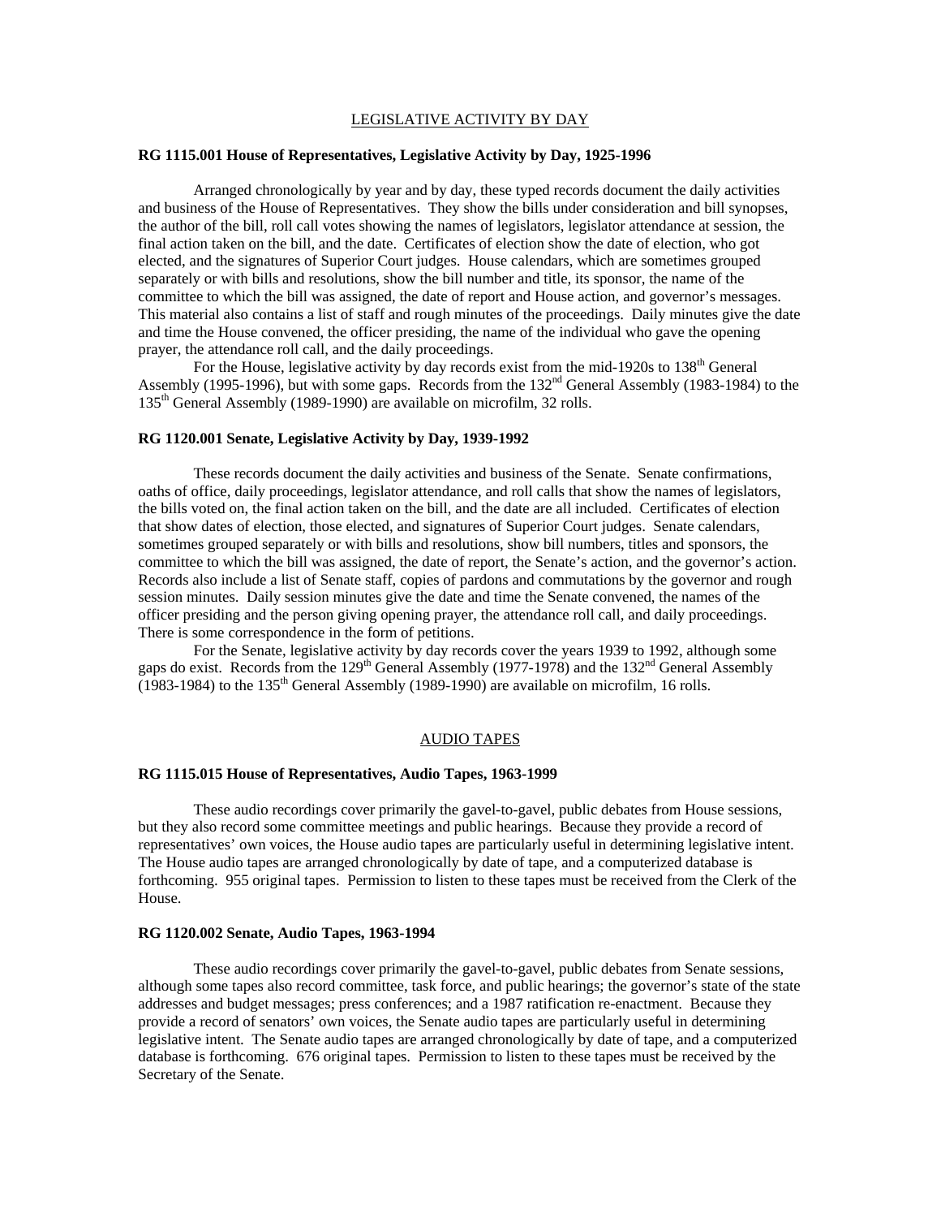## LEGISLATIVE ACTIVITY BY DAY

**RG 1115.001 House of Representatives, Legislative Activity by Day, 1925-1996**

Arranged chronologically by year and by day, these typed records document the daily activities and business of the House of Representatives. They show the bills under consideration and bill synopses, the author of the bill, roll call votes showing the names of legislators, legislator attendance at session, the final action taken on the bill, and the date. Certificates of election show the date of election, who got elected, and the signatures of Superior Court judges. House calendars, which are sometimes grouped separately or with bills and resolutions, show the bill number and title, its sponsor, the name of the committee to which the bill was assigned, the date of report and House action, and governor's messages. This material also contains a list of staff and rough minutes of the proceedings. Daily minutes give the date and time the House convened, the officer presiding, the name of the individual who gave the opening prayer, the attendance roll call, and the daily proceedings.

For the House, legislative activity by day records exist from the mid-1920s to 138th General Assembly (1995-1996), but with some gaps. Records from the 132nd General Assembly (1983-1984) to the 135th General Assembly (1989-1990) are available on microfilm, 32 rolls.

**RG 1120.001 Senate, Legislative Activity by Day, 1939-1992**

These records document the daily activities and business of the Senate. Senate confirmations, oaths of office, daily proceedings, legislator attendance, and roll calls that show the names of legislators, the bills voted on, the final action taken on the bill, and the date are all included. Certificates of election that show dates of election, those elected, and signatures of Superior Court judges. Senate calendars, sometimes grouped separately or with bills and resolutions, show bill numbers, titles and sponsors, the committee to which the bill was assigned, the date of report, the Senate's action, and the governor's action. Records also include a list of Senate staff, copies of pardons and commutations by the governor and rough session minutes. Daily session minutes give the date and time the Senate convened, the names of the officer presiding and the person giving opening prayer, the attendance roll call, and daily proceedings. There is some correspondence in the form of petitions.

For the Senate, legislative activity by day records cover the years 1939 to 1992, although some gaps do exist. Records from the 129th General Assembly (1977-1978) and the 132nd General Assembly (1983-1984) to the 135th General Assembly (1989-1990) are available on microfilm, 16 rolls.

## AUDIO TAPES

**RG 1115.015 House of Representatives, Audio Tapes, 1963-1999**

These audio recordings cover primarily the gavel-to-gavel, public debates from House sessions, but they also record some committee meetings and public hearings. Because they provide a record of representatives' own voices, the House audio tapes are particularly useful in determining legislative intent. The House audio tapes are arranged chronologically by date of tape, and a computerized database is forthcoming. 955 original tapes. Permission to listen to these tapes must be received from the Clerk of the House.

**RG 1120.002 Senate, Audio Tapes, 1963-1994**

These audio recordings cover primarily the gavel-to-gavel, public debates from Senate sessions, although some tapes also record committee, task force, and public hearings; the governor's state of the state addresses and budget messages; press conferences; and a 1987 ratification re-enactment. Because they provide a record of senators' own voices, the Senate audio tapes are particularly useful in determining legislative intent. The Senate audio tapes are arranged chronologically by date of tape, and a computerized database is forthcoming. 676 original tapes. Permission to listen to these tapes must be received by the Secretary of the Senate.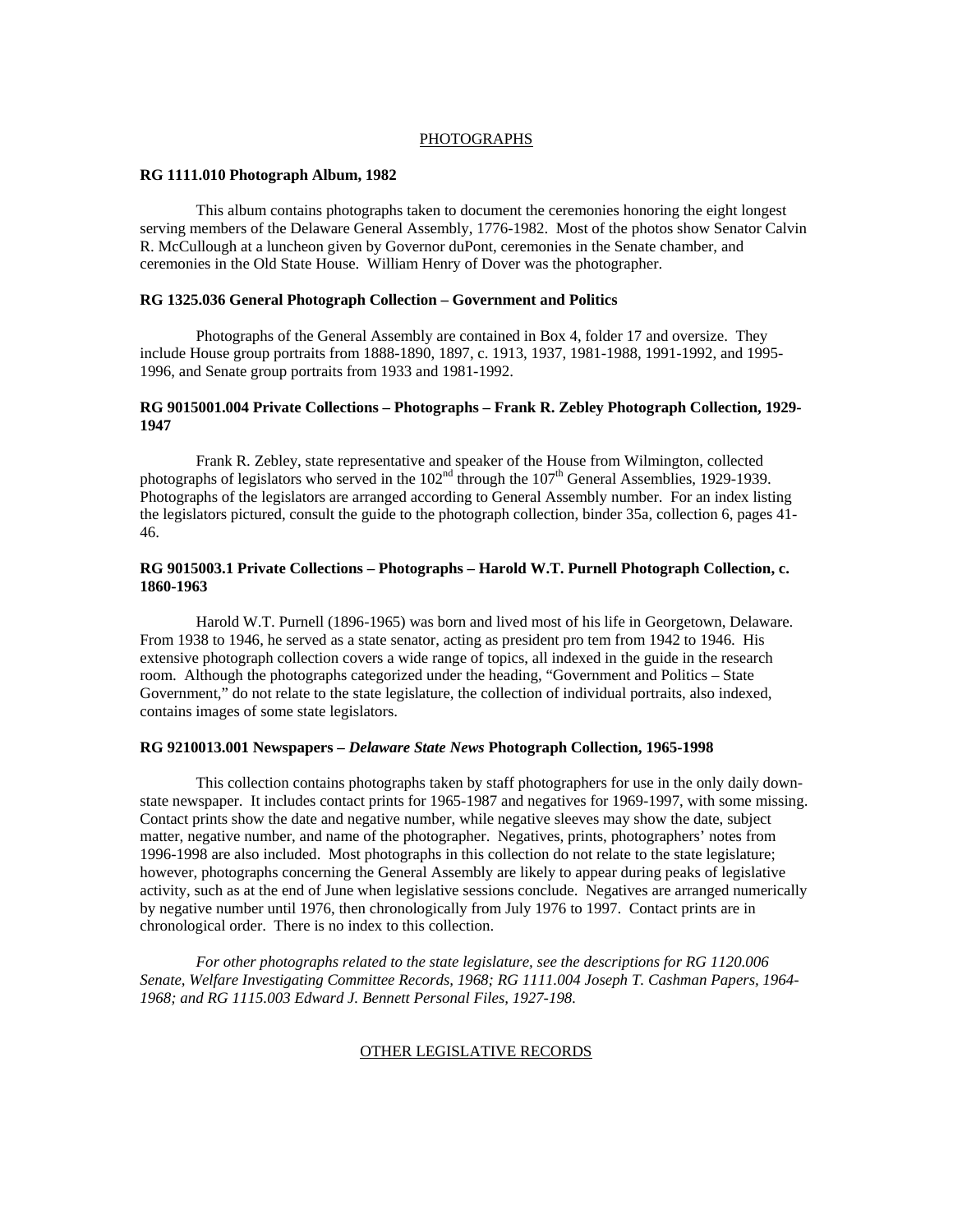## PHOTOGRAPHS

**RG 1111.010 Photograph Album, 1982**

This album contains photographs taken to document the ceremonies honoring the eight longest serving members of the Delaware General Assembly, 1776-1982. Most of the photos show Senator Calvin R. McCullough at a luncheon given by Governor duPont, ceremonies in the Senate chamber, and ceremonies in the Old State House. William Henry of Dover was the photographer.

**RG 1325.036 General Photograph Collection – Government and Politics**

Photographs of the General Assembly are contained in Box 4, folder 17 and oversize. They include House group portraits from 1888-1890, 1897, c. 1913, 1937, 1981-1988, 1991-1992, and 1995-1996, and Senate group portraits from 1933 and 1981-1992.

**RG 9015001.004 Private Collections – Photographs – Frank R. Zebley Photograph Collection, 1929-1947**

Frank R. Zebley, state representative and speaker of the House from Wilmington, collected photographs of legislators who served in the 102nd through the 107th General Assemblies, 1929-1939. Photographs of the legislators are arranged according to General Assembly number. For an index listing the legislators pictured, consult the guide to the photograph collection, binder 35a, collection 6, pages 41-46.

**RG 9015003.1 Private Collections – Photographs – Harold W.T. Purnell Photograph Collection, c. 1860-1963**

Harold W.T. Purnell (1896-1965) was born and lived most of his life in Georgetown, Delaware. From 1938 to 1946, he served as a state senator, acting as president pro tem from 1942 to 1946. His extensive photograph collection covers a wide range of topics, all indexed in the guide in the research room. Although the photographs categorized under the heading, "Government and Politics – State Government," do not relate to the state legislature, the collection of individual portraits, also indexed, contains images of some state legislators.

**RG 9210013.001 Newspapers – *Delaware State News* Photograph Collection, 1965-1998**

This collection contains photographs taken by staff photographers for use in the only daily down-state newspaper. It includes contact prints for 1965-1987 and negatives for 1969-1997, with some missing. Contact prints show the date and negative number, while negative sleeves may show the date, subject matter, negative number, and name of the photographer. Negatives, prints, photographers' notes from 1996-1998 are also included. Most photographs in this collection do not relate to the state legislature; however, photographs concerning the General Assembly are likely to appear during peaks of legislative activity, such as at the end of June when legislative sessions conclude. Negatives are arranged numerically by negative number until 1976, then chronologically from July 1976 to 1997. Contact prints are in chronological order. There is no index to this collection.

*For other photographs related to the state legislature, see the descriptions for RG 1120.006 Senate, Welfare Investigating Committee Records, 1968; RG 1111.004 Joseph T. Cashman Papers, 1964-1968; and RG 1115.003 Edward J. Bennett Personal Files, 1927-198.*

## OTHER LEGISLATIVE RECORDS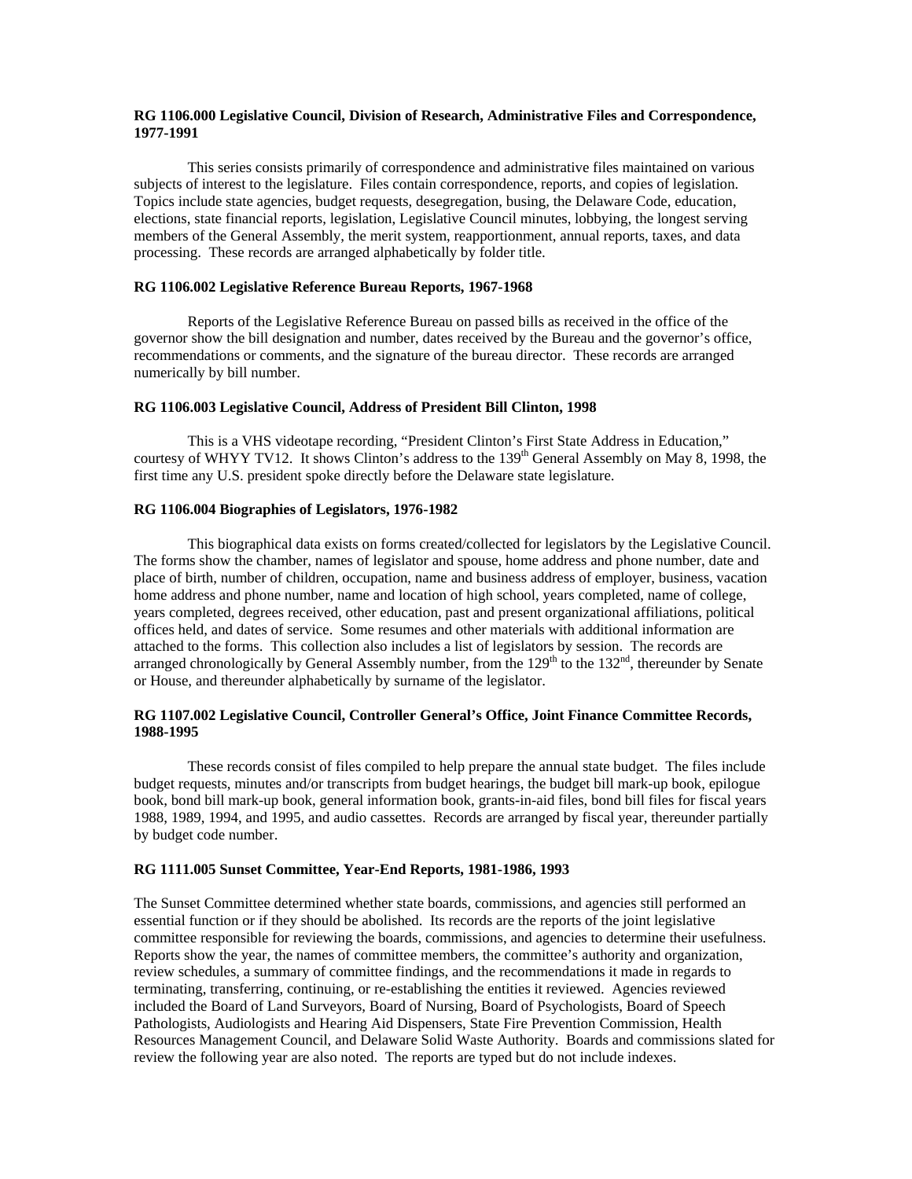**RG 1106.000 Legislative Council, Division of Research, Administrative Files and Correspondence, 1977-1991**

This series consists primarily of correspondence and administrative files maintained on various subjects of interest to the legislature. Files contain correspondence, reports, and copies of legislation. Topics include state agencies, budget requests, desegregation, busing, the Delaware Code, education, elections, state financial reports, legislation, Legislative Council minutes, lobbying, the longest serving members of the General Assembly, the merit system, reapportionment, annual reports, taxes, and data processing. These records are arranged alphabetically by folder title.

**RG 1106.002 Legislative Reference Bureau Reports, 1967-1968**

Reports of the Legislative Reference Bureau on passed bills as received in the office of the governor show the bill designation and number, dates received by the Bureau and the governor's office, recommendations or comments, and the signature of the bureau director. These records are arranged numerically by bill number.

**RG 1106.003 Legislative Council, Address of President Bill Clinton, 1998**

This is a VHS videotape recording, "President Clinton's First State Address in Education," courtesy of WHYY TV12. It shows Clinton's address to the 139th General Assembly on May 8, 1998, the first time any U.S. president spoke directly before the Delaware state legislature.

**RG 1106.004 Biographies of Legislators, 1976-1982**

This biographical data exists on forms created/collected for legislators by the Legislative Council. The forms show the chamber, names of legislator and spouse, home address and phone number, date and place of birth, number of children, occupation, name and business address of employer, business, vacation home address and phone number, name and location of high school, years completed, name of college, years completed, degrees received, other education, past and present organizational affiliations, political offices held, and dates of service. Some resumes and other materials with additional information are attached to the forms. This collection also includes a list of legislators by session. The records are arranged chronologically by General Assembly number, from the 129th to the 132nd, thereunder by Senate or House, and thereunder alphabetically by surname of the legislator.

**RG 1107.002 Legislative Council, Controller General's Office, Joint Finance Committee Records, 1988-1995**

These records consist of files compiled to help prepare the annual state budget. The files include budget requests, minutes and/or transcripts from budget hearings, the budget bill mark-up book, epilogue book, bond bill mark-up book, general information book, grants-in-aid files, bond bill files for fiscal years 1988, 1989, 1994, and 1995, and audio cassettes. Records are arranged by fiscal year, thereunder partially by budget code number.

**RG 1111.005 Sunset Committee, Year-End Reports, 1981-1986, 1993**

The Sunset Committee determined whether state boards, commissions, and agencies still performed an essential function or if they should be abolished. Its records are the reports of the joint legislative committee responsible for reviewing the boards, commissions, and agencies to determine their usefulness. Reports show the year, the names of committee members, the committee's authority and organization, review schedules, a summary of committee findings, and the recommendations it made in regards to terminating, transferring, continuing, or re-establishing the entities it reviewed. Agencies reviewed included the Board of Land Surveyors, Board of Nursing, Board of Psychologists, Board of Speech Pathologists, Audiologists and Hearing Aid Dispensers, State Fire Prevention Commission, Health Resources Management Council, and Delaware Solid Waste Authority. Boards and commissions slated for review the following year are also noted. The reports are typed but do not include indexes.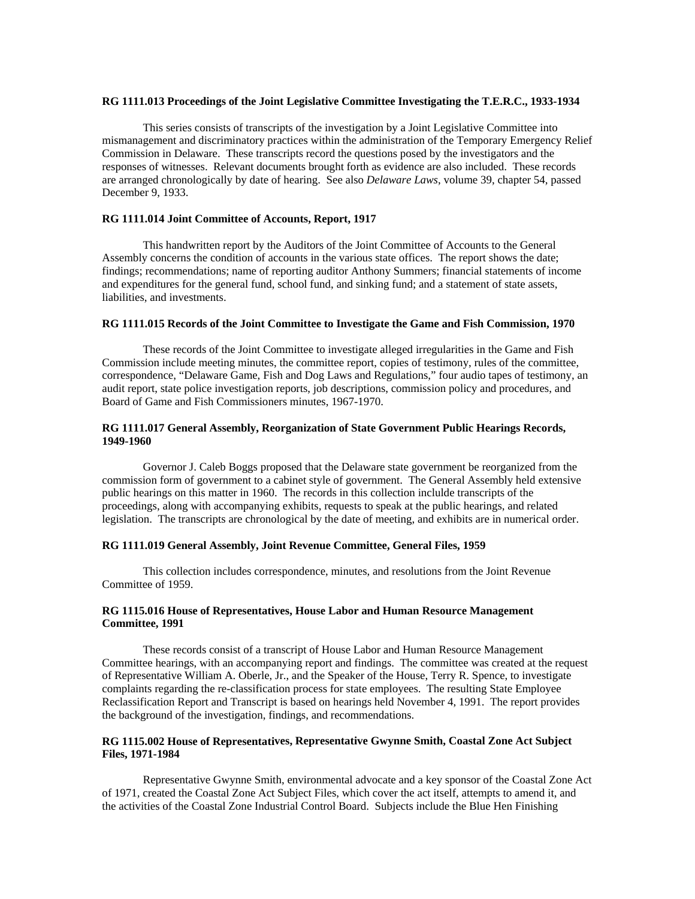**RG 1111.013 Proceedings of the Joint Legislative Committee Investigating the T.E.R.C., 1933-1934**

This series consists of transcripts of the investigation by a Joint Legislative Committee into mismanagement and discriminatory practices within the administration of the Temporary Emergency Relief Commission in Delaware. These transcripts record the questions posed by the investigators and the responses of witnesses. Relevant documents brought forth as evidence are also included. These records are arranged chronologically by date of hearing. See also *Delaware Laws*, volume 39, chapter 54, passed December 9, 1933.

**RG 1111.014 Joint Committee of Accounts, Report, 1917**

This handwritten report by the Auditors of the Joint Committee of Accounts to the General Assembly concerns the condition of accounts in the various state offices. The report shows the date; findings; recommendations; name of reporting auditor Anthony Summers; financial statements of income and expenditures for the general fund, school fund, and sinking fund; and a statement of state assets, liabilities, and investments.

**RG 1111.015 Records of the Joint Committee to Investigate the Game and Fish Commission, 1970**

These records of the Joint Committee to investigate alleged irregularities in the Game and Fish Commission include meeting minutes, the committee report, copies of testimony, rules of the committee, correspondence, "Delaware Game, Fish and Dog Laws and Regulations," four audio tapes of testimony, an audit report, state police investigation reports, job descriptions, commission policy and procedures, and Board of Game and Fish Commissioners minutes, 1967-1970.

**RG 1111.017 General Assembly, Reorganization of State Government Public Hearings Records, 1949-1960**

Governor J. Caleb Boggs proposed that the Delaware state government be reorganized from the commission form of government to a cabinet style of government. The General Assembly held extensive public hearings on this matter in 1960. The records in this collection inclulde transcripts of the proceedings, along with accompanying exhibits, requests to speak at the public hearings, and related legislation. The transcripts are chronological by the date of meeting, and exhibits are in numerical order.

**RG 1111.019 General Assembly, Joint Revenue Committee, General Files, 1959**

This collection includes correspondence, minutes, and resolutions from the Joint Revenue Committee of 1959.

**RG 1115.016 House of Representatives, House Labor and Human Resource Management Committee, 1991**

These records consist of a transcript of House Labor and Human Resource Management Committee hearings, with an accompanying report and findings. The committee was created at the request of Representative William A. Oberle, Jr., and the Speaker of the House, Terry R. Spence, to investigate complaints regarding the re-classification process for state employees. The resulting State Employee Reclassification Report and Transcript is based on hearings held November 4, 1991. The report provides the background of the investigation, findings, and recommendations.

**RG 1115.002 House of Representatives, Representative Gwynne Smith, Coastal Zone Act Subject Files, 1971-1984**

Representative Gwynne Smith, environmental advocate and a key sponsor of the Coastal Zone Act of 1971, created the Coastal Zone Act Subject Files, which cover the act itself, attempts to amend it, and the activities of the Coastal Zone Industrial Control Board. Subjects include the Blue Hen Finishing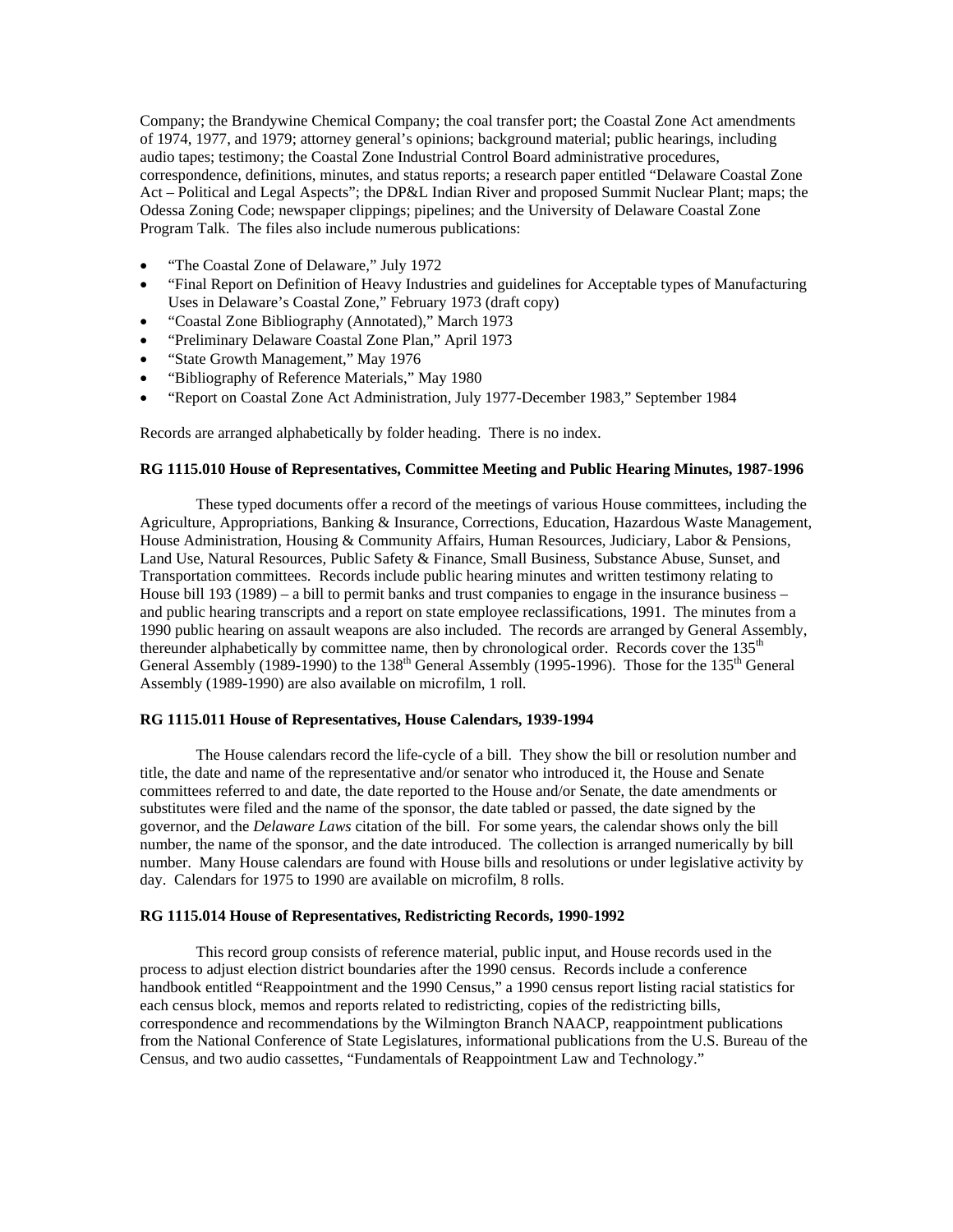Company; the Brandywine Chemical Company; the coal transfer port; the Coastal Zone Act amendments of 1974, 1977, and 1979; attorney general's opinions; background material; public hearings, including audio tapes; testimony; the Coastal Zone Industrial Control Board administrative procedures, correspondence, definitions, minutes, and status reports; a research paper entitled "Delaware Coastal Zone Act – Political and Legal Aspects"; the DP&L Indian River and proposed Summit Nuclear Plant; maps; the Odessa Zoning Code; newspaper clippings; pipelines; and the University of Delaware Coastal Zone Program Talk. The files also include numerous publications:

- "The Coastal Zone of Delaware," July 1972
- "Final Report on Definition of Heavy Industries and guidelines for Acceptable types of Manufacturing Uses in Delaware's Coastal Zone," February 1973 (draft copy)
- "Coastal Zone Bibliography (Annotated)," March 1973
- "Preliminary Delaware Coastal Zone Plan," April 1973
- "State Growth Management," May 1976
- "Bibliography of Reference Materials," May 1980
- "Report on Coastal Zone Act Administration, July 1977-December 1983," September 1984

Records are arranged alphabetically by folder heading. There is no index.

**RG 1115.010 House of Representatives, Committee Meeting and Public Hearing Minutes, 1987-1996**

These typed documents offer a record of the meetings of various House committees, including the Agriculture, Appropriations, Banking & Insurance, Corrections, Education, Hazardous Waste Management, House Administration, Housing & Community Affairs, Human Resources, Judiciary, Labor & Pensions, Land Use, Natural Resources, Public Safety & Finance, Small Business, Substance Abuse, Sunset, and Transportation committees. Records include public hearing minutes and written testimony relating to House bill 193 (1989) – a bill to permit banks and trust companies to engage in the insurance business – and public hearing transcripts and a report on state employee reclassifications, 1991. The minutes from a 1990 public hearing on assault weapons are also included. The records are arranged by General Assembly, thereunder alphabetically by committee name, then by chronological order. Records cover the 135th General Assembly (1989-1990) to the 138th General Assembly (1995-1996). Those for the 135th General Assembly (1989-1990) are also available on microfilm, 1 roll.

**RG 1115.011 House of Representatives, House Calendars, 1939-1994**

The House calendars record the life-cycle of a bill. They show the bill or resolution number and title, the date and name of the representative and/or senator who introduced it, the House and Senate committees referred to and date, the date reported to the House and/or Senate, the date amendments or substitutes were filed and the name of the sponsor, the date tabled or passed, the date signed by the governor, and the *Delaware Laws* citation of the bill. For some years, the calendar shows only the bill number, the name of the sponsor, and the date introduced. The collection is arranged numerically by bill number. Many House calendars are found with House bills and resolutions or under legislative activity by day. Calendars for 1975 to 1990 are available on microfilm, 8 rolls.

**RG 1115.014 House of Representatives, Redistricting Records, 1990-1992**

This record group consists of reference material, public input, and House records used in the process to adjust election district boundaries after the 1990 census. Records include a conference handbook entitled "Reappointment and the 1990 Census," a 1990 census report listing racial statistics for each census block, memos and reports related to redistricting, copies of the redistricting bills, correspondence and recommendations by the Wilmington Branch NAACP, reappointment publications from the National Conference of State Legislatures, informational publications from the U.S. Bureau of the Census, and two audio cassettes, "Fundamentals of Reappointment Law and Technology."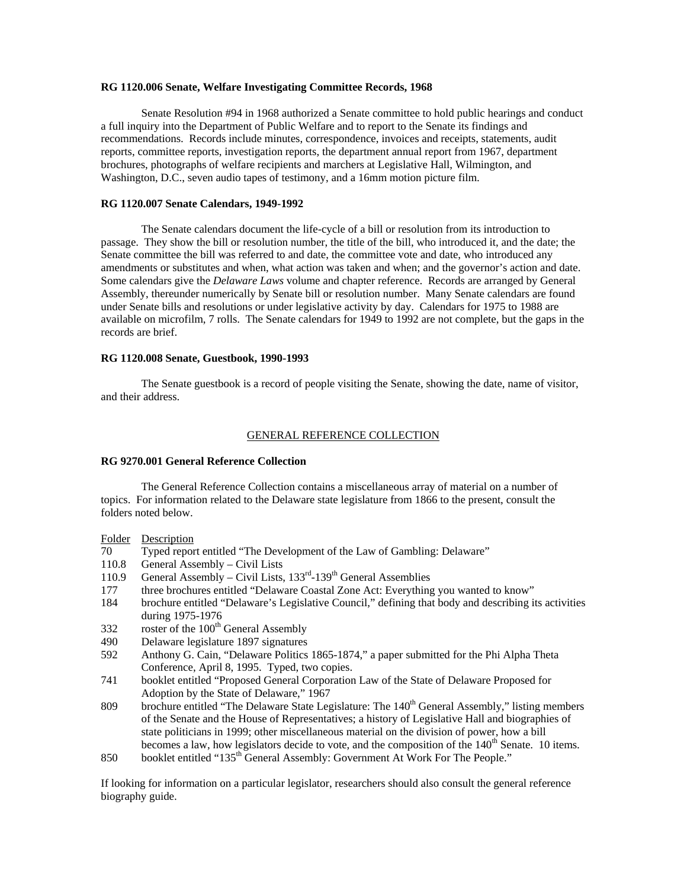**RG 1120.006 Senate, Welfare Investigating Committee Records, 1968**

Senate Resolution #94 in 1968 authorized a Senate committee to hold public hearings and conduct a full inquiry into the Department of Public Welfare and to report to the Senate its findings and recommendations. Records include minutes, correspondence, invoices and receipts, statements, audit reports, committee reports, investigation reports, the department annual report from 1967, department brochures, photographs of welfare recipients and marchers at Legislative Hall, Wilmington, and Washington, D.C., seven audio tapes of testimony, and a 16mm motion picture film.

**RG 1120.007 Senate Calendars, 1949-1992**

The Senate calendars document the life-cycle of a bill or resolution from its introduction to passage. They show the bill or resolution number, the title of the bill, who introduced it, and the date; the Senate committee the bill was referred to and date, the committee vote and date, who introduced any amendments or substitutes and when, what action was taken and when; and the governor's action and date. Some calendars give the *Delaware Laws* volume and chapter reference. Records are arranged by General Assembly, thereunder numerically by Senate bill or resolution number. Many Senate calendars are found under Senate bills and resolutions or under legislative activity by day. Calendars for 1975 to 1988 are available on microfilm, 7 rolls. The Senate calendars for 1949 to 1992 are not complete, but the gaps in the records are brief.

**RG 1120.008 Senate, Guestbook, 1990-1993**

The Senate guestbook is a record of people visiting the Senate, showing the date, name of visitor, and their address.

## GENERAL REFERENCE COLLECTION

**RG 9270.001 General Reference Collection**

The General Reference Collection contains a miscellaneous array of material on a number of topics. For information related to the Delaware state legislature from 1866 to the present, consult the folders noted below.

| Folder | Description |
|---|---|
| 70 | Typed report entitled "The Development of the Law of Gambling: Delaware" |
| 110.8 | General Assembly – Civil Lists |
| 110.9 | General Assembly – Civil Lists, 133rd-139th General Assemblies |
| 177 | three brochures entitled "Delaware Coastal Zone Act: Everything you wanted to know" |
| 184 | brochure entitled "Delaware's Legislative Council," defining that body and describing its activities during 1975-1976 |
| 332 | roster of the 100th General Assembly |
| 490 | Delaware legislature 1897 signatures |
| 592 | Anthony G. Cain, "Delaware Politics 1865-1874," a paper submitted for the Phi Alpha Theta Conference, April 8, 1995. Typed, two copies. |
| 741 | booklet entitled "Proposed General Corporation Law of the State of Delaware Proposed for Adoption by the State of Delaware," 1967 |
| 809 | brochure entitled "The Delaware State Legislature: The 140th General Assembly," listing members of the Senate and the House of Representatives; a history of Legislative Hall and biographies of state politicians in 1999; other miscellaneous material on the division of power, how a bill becomes a law, how legislators decide to vote, and the composition of the 140th Senate. 10 items. |
| 850 | booklet entitled "135th General Assembly: Government At Work For The People." |

If looking for information on a particular legislator, researchers should also consult the general reference biography guide.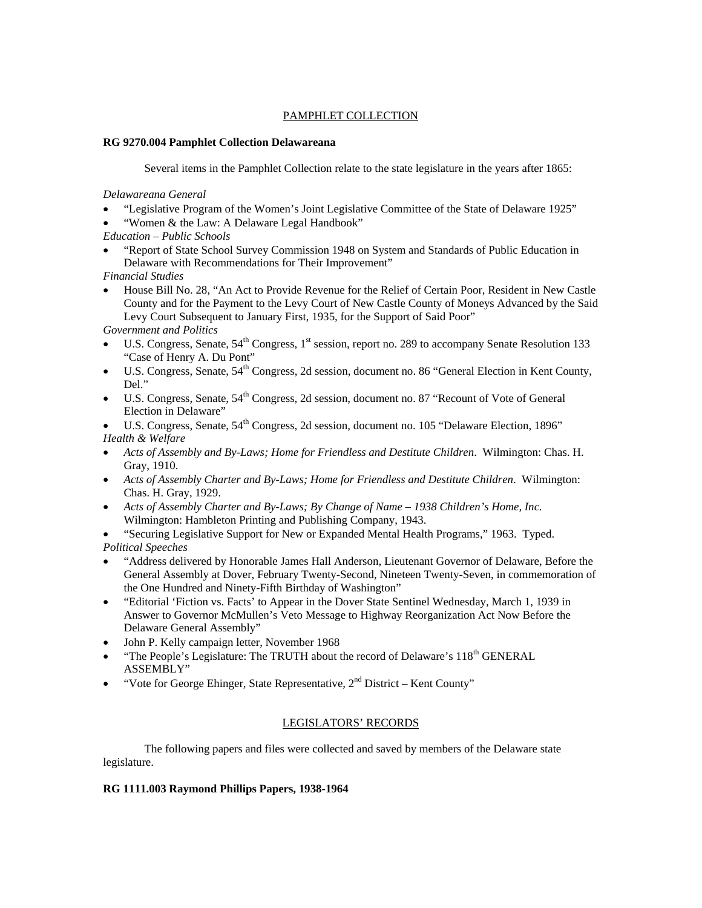## PAMPHLET COLLECTION

### RG 9270.004 Pamphlet Collection Delawareana

Several items in the Pamphlet Collection relate to the state legislature in the years after 1865:

*Delawareana General*

- "Legislative Program of the Women's Joint Legislative Committee of the State of Delaware 1925"
- "Women & the Law: A Delaware Legal Handbook"

*Education – Public Schools*

- "Report of State School Survey Commission 1948 on System and Standards of Public Education in Delaware with Recommendations for Their Improvement"

*Financial Studies*

- House Bill No. 28, "An Act to Provide Revenue for the Relief of Certain Poor, Resident in New Castle County and for the Payment to the Levy Court of New Castle County of Moneys Advanced by the Said Levy Court Subsequent to January First, 1935, for the Support of Said Poor"

*Government and Politics*

- U.S. Congress, Senate, 54th Congress, 1st session, report no. 289 to accompany Senate Resolution 133 "Case of Henry A. Du Pont"
- U.S. Congress, Senate, 54th Congress, 2d session, document no. 86 "General Election in Kent County, Del."
- U.S. Congress, Senate, 54th Congress, 2d session, document no. 87 "Recount of Vote of General Election in Delaware"
- U.S. Congress, Senate, 54th Congress, 2d session, document no. 105 "Delaware Election, 1896"

*Health & Welfare*

- *Acts of Assembly and By-Laws; Home for Friendless and Destitute Children*. Wilmington: Chas. H. Gray, 1910.
- *Acts of Assembly Charter and By-Laws; Home for Friendless and Destitute Children*. Wilmington: Chas. H. Gray, 1929.
- *Acts of Assembly Charter and By-Laws; By Change of Name – 1938 Children's Home, Inc.* Wilmington: Hambleton Printing and Publishing Company, 1943.
- "Securing Legislative Support for New or Expanded Mental Health Programs," 1963. Typed.

*Political Speeches*

- "Address delivered by Honorable James Hall Anderson, Lieutenant Governor of Delaware, Before the General Assembly at Dover, February Twenty-Second, Nineteen Twenty-Seven, in commemoration of the One Hundred and Ninety-Fifth Birthday of Washington"
- "Editorial 'Fiction vs. Facts' to Appear in the Dover State Sentinel Wednesday, March 1, 1939 in Answer to Governor McMullen's Veto Message to Highway Reorganization Act Now Before the Delaware General Assembly"
- John P. Kelly campaign letter, November 1968
- "The People's Legislature: The TRUTH about the record of Delaware's 118th GENERAL ASSEMBLY"
- "Vote for George Ehinger, State Representative, 2nd District – Kent County"

## LEGISLATORS' RECORDS

The following papers and files were collected and saved by members of the Delaware state legislature.

### RG 1111.003 Raymond Phillips Papers, 1938-1964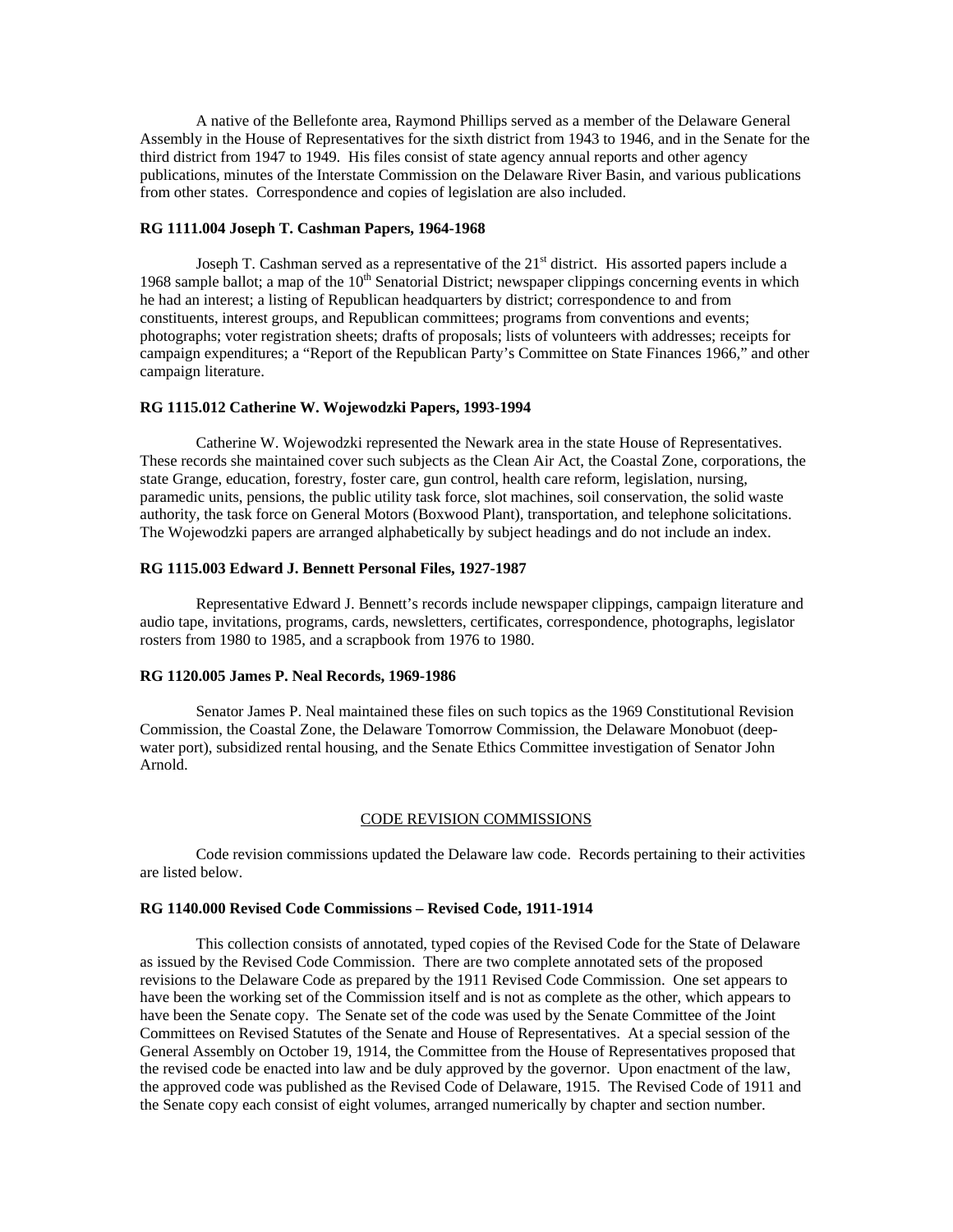A native of the Bellefonte area, Raymond Phillips served as a member of the Delaware General Assembly in the House of Representatives for the sixth district from 1943 to 1946, and in the Senate for the third district from 1947 to 1949. His files consist of state agency annual reports and other agency publications, minutes of the Interstate Commission on the Delaware River Basin, and various publications from other states. Correspondence and copies of legislation are also included.

**RG 1111.004 Joseph T. Cashman Papers, 1964-1968**

Joseph T. Cashman served as a representative of the 21st district. His assorted papers include a 1968 sample ballot; a map of the 10th Senatorial District; newspaper clippings concerning events in which he had an interest; a listing of Republican headquarters by district; correspondence to and from constituents, interest groups, and Republican committees; programs from conventions and events; photographs; voter registration sheets; drafts of proposals; lists of volunteers with addresses; receipts for campaign expenditures; a "Report of the Republican Party's Committee on State Finances 1966," and other campaign literature.

**RG 1115.012 Catherine W. Wojewodzki Papers, 1993-1994**

Catherine W. Wojewodzki represented the Newark area in the state House of Representatives. These records she maintained cover such subjects as the Clean Air Act, the Coastal Zone, corporations, the state Grange, education, forestry, foster care, gun control, health care reform, legislation, nursing, paramedic units, pensions, the public utility task force, slot machines, soil conservation, the solid waste authority, the task force on General Motors (Boxwood Plant), transportation, and telephone solicitations. The Wojewodzki papers are arranged alphabetically by subject headings and do not include an index.

**RG 1115.003 Edward J. Bennett Personal Files, 1927-1987**

Representative Edward J. Bennett's records include newspaper clippings, campaign literature and audio tape, invitations, programs, cards, newsletters, certificates, correspondence, photographs, legislator rosters from 1980 to 1985, and a scrapbook from 1976 to 1980.

**RG 1120.005 James P. Neal Records, 1969-1986**

Senator James P. Neal maintained these files on such topics as the 1969 Constitutional Revision Commission, the Coastal Zone, the Delaware Tomorrow Commission, the Delaware Monobuot (deep-water port), subsidized rental housing, and the Senate Ethics Committee investigation of Senator John Arnold.

## CODE REVISION COMMISSIONS

Code revision commissions updated the Delaware law code. Records pertaining to their activities are listed below.

**RG 1140.000 Revised Code Commissions – Revised Code, 1911-1914**

This collection consists of annotated, typed copies of the Revised Code for the State of Delaware as issued by the Revised Code Commission. There are two complete annotated sets of the proposed revisions to the Delaware Code as prepared by the 1911 Revised Code Commission. One set appears to have been the working set of the Commission itself and is not as complete as the other, which appears to have been the Senate copy. The Senate set of the code was used by the Senate Committee of the Joint Committees on Revised Statutes of the Senate and House of Representatives. At a special session of the General Assembly on October 19, 1914, the Committee from the House of Representatives proposed that the revised code be enacted into law and be duly approved by the governor. Upon enactment of the law, the approved code was published as the Revised Code of Delaware, 1915. The Revised Code of 1911 and the Senate copy each consist of eight volumes, arranged numerically by chapter and section number.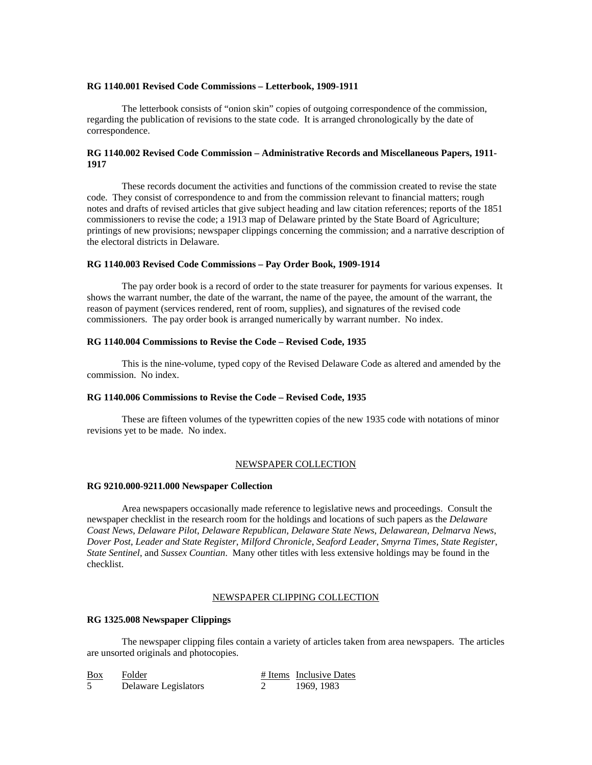**RG 1140.001 Revised Code Commissions – Letterbook, 1909-1911**

The letterbook consists of "onion skin" copies of outgoing correspondence of the commission, regarding the publication of revisions to the state code. It is arranged chronologically by the date of correspondence.

**RG 1140.002 Revised Code Commission – Administrative Records and Miscellaneous Papers, 1911-1917**

These records document the activities and functions of the commission created to revise the state code. They consist of correspondence to and from the commission relevant to financial matters; rough notes and drafts of revised articles that give subject heading and law citation references; reports of the 1851 commissioners to revise the code; a 1913 map of Delaware printed by the State Board of Agriculture; printings of new provisions; newspaper clippings concerning the commission; and a narrative description of the electoral districts in Delaware.

**RG 1140.003 Revised Code Commissions – Pay Order Book, 1909-1914**

The pay order book is a record of order to the state treasurer for payments for various expenses. It shows the warrant number, the date of the warrant, the name of the payee, the amount of the warrant, the reason of payment (services rendered, rent of room, supplies), and signatures of the revised code commissioners. The pay order book is arranged numerically by warrant number. No index.

**RG 1140.004 Commissions to Revise the Code – Revised Code, 1935**

This is the nine-volume, typed copy of the Revised Delaware Code as altered and amended by the commission. No index.

**RG 1140.006 Commissions to Revise the Code – Revised Code, 1935**

These are fifteen volumes of the typewritten copies of the new 1935 code with notations of minor revisions yet to be made. No index.

## NEWSPAPER COLLECTION

**RG 9210.000-9211.000 Newspaper Collection**

Area newspapers occasionally made reference to legislative news and proceedings. Consult the newspaper checklist in the research room for the holdings and locations of such papers as the *Delaware Coast News*, *Delaware Pilot*, *Delaware Republican*, *Delaware State News*, *Delawarean*, *Delmarva News*, *Dover Post*, *Leader and State Register*, *Milford Chronicle*, *Seaford Leader*, *Smyrna Times*, *State Register*, *State Sentinel*, and *Sussex Countian*. Many other titles with less extensive holdings may be found in the checklist.

## NEWSPAPER CLIPPING COLLECTION

**RG 1325.008 Newspaper Clippings**

The newspaper clipping files contain a variety of articles taken from area newspapers. The articles are unsorted originals and photocopies.

| Box | Folder | # Items | Inclusive Dates |
|---|---|---|---|
| 5 | Delaware Legislators | 2 | 1969, 1983 |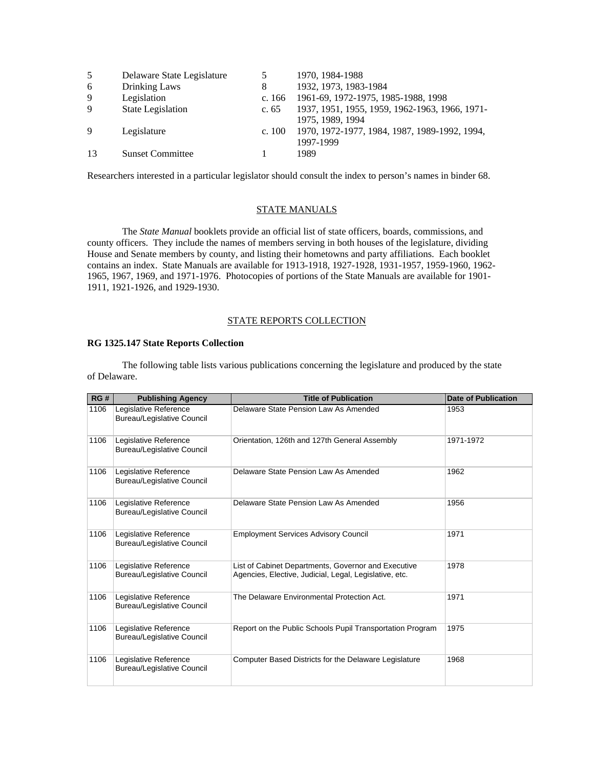| | | | |
|---|---|---|---|
| 5 | Delaware State Legislature | 5 | 1970, 1984-1988 |
| 6 | Drinking Laws | 8 | 1932, 1973, 1983-1984 |
| 9 | Legislation | c. 166 | 1961-69, 1972-1975, 1985-1988, 1998 |
| 9 | State Legislation | c. 65 | 1937, 1951, 1955, 1959, 1962-1963, 1966, 1971-1975, 1989, 1994 |
| 9 | Legislature | c. 100 | 1970, 1972-1977, 1984, 1987, 1989-1992, 1994, 1997-1999 |
| 13 | Sunset Committee | 1 | 1989 |

Researchers interested in a particular legislator should consult the index to person's names in binder 68.

## STATE MANUALS

The *State Manual* booklets provide an official list of state officers, boards, commissions, and county officers. They include the names of members serving in both houses of the legislature, dividing House and Senate members by county, and listing their hometowns and party affiliations. Each booklet contains an index. State Manuals are available for 1913-1918, 1927-1928, 1931-1957, 1959-1960, 1962-1965, 1967, 1969, and 1971-1976. Photocopies of portions of the State Manuals are available for 1901-1911, 1921-1926, and 1929-1930.

## STATE REPORTS COLLECTION

**RG 1325.147 State Reports Collection**

The following table lists various publications concerning the legislature and produced by the state of Delaware.

| RG # | Publishing Agency | Title of Publication | Date of Publication |
|---|---|---|---|
| 1106 | Legislative Reference Bureau/Legislative Council | Delaware State Pension Law As Amended | 1953 |
| 1106 | Legislative Reference Bureau/Legislative Council | Orientation, 126th and 127th General Assembly | 1971-1972 |
| 1106 | Legislative Reference Bureau/Legislative Council | Delaware State Pension Law As Amended | 1962 |
| 1106 | Legislative Reference Bureau/Legislative Council | Delaware State Pension Law As Amended | 1956 |
| 1106 | Legislative Reference Bureau/Legislative Council | Employment Services Advisory Council | 1971 |
| 1106 | Legislative Reference Bureau/Legislative Council | List of Cabinet Departments, Governor and Executive Agencies, Elective, Judicial, Legal, Legislative, etc. | 1978 |
| 1106 | Legislative Reference Bureau/Legislative Council | The Delaware Environmental Protection Act. | 1971 |
| 1106 | Legislative Reference Bureau/Legislative Council | Report on the Public Schools Pupil Transportation Program | 1975 |
| 1106 | Legislative Reference Bureau/Legislative Council | Computer Based Districts for the Delaware Legislature | 1968 |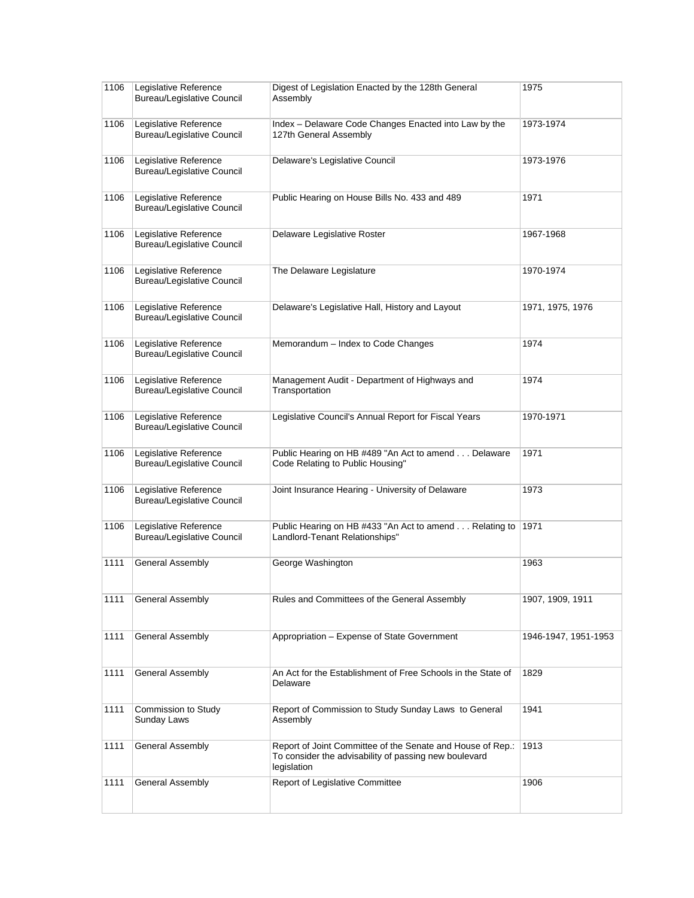| 1106 | Legislative Reference Bureau/Legislative Council | Digest of Legislation Enacted by the 128th General Assembly | 1975 |
|---|---|---|---|
| 1106 | Legislative Reference Bureau/Legislative Council | Index – Delaware Code Changes Enacted into Law by the 127th General Assembly | 1973-1974 |
| 1106 | Legislative Reference Bureau/Legislative Council | Delaware's Legislative Council | 1973-1976 |
| 1106 | Legislative Reference Bureau/Legislative Council | Public Hearing on House Bills No. 433 and 489 | 1971 |
| 1106 | Legislative Reference Bureau/Legislative Council | Delaware Legislative Roster | 1967-1968 |
| 1106 | Legislative Reference Bureau/Legislative Council | The Delaware Legislature | 1970-1974 |
| 1106 | Legislative Reference Bureau/Legislative Council | Delaware's Legislative Hall, History and Layout | 1971, 1975, 1976 |
| 1106 | Legislative Reference Bureau/Legislative Council | Memorandum – Index to Code Changes | 1974 |
| 1106 | Legislative Reference Bureau/Legislative Council | Management Audit - Department of Highways and Transportation | 1974 |
| 1106 | Legislative Reference Bureau/Legislative Council | Legislative Council's Annual Report for Fiscal Years | 1970-1971 |
| 1106 | Legislative Reference Bureau/Legislative Council | Public Hearing on HB #489 "An Act to amend . . . Delaware Code Relating to Public Housing" | 1971 |
| 1106 | Legislative Reference Bureau/Legislative Council | Joint Insurance Hearing - University of Delaware | 1973 |
| 1106 | Legislative Reference Bureau/Legislative Council | Public Hearing on HB #433 "An Act to amend . . . Relating to Landlord-Tenant Relationships" | 1971 |
| 1111 | General Assembly | George Washington | 1963 |
| 1111 | General Assembly | Rules and Committees of the General Assembly | 1907, 1909, 1911 |
| 1111 | General Assembly | Appropriation – Expense of State Government | 1946-1947, 1951-1953 |
| 1111 | General Assembly | An Act for the Establishment of Free Schools in the State of Delaware | 1829 |
| 1111 | Commission to Study Sunday Laws | Report of Commission to Study Sunday Laws to General Assembly | 1941 |
| 1111 | General Assembly | Report of Joint Committee of the Senate and House of Rep.: To consider the advisability of passing new boulevard legislation | 1913 |
| 1111 | General Assembly | Report of Legislative Committee | 1906 |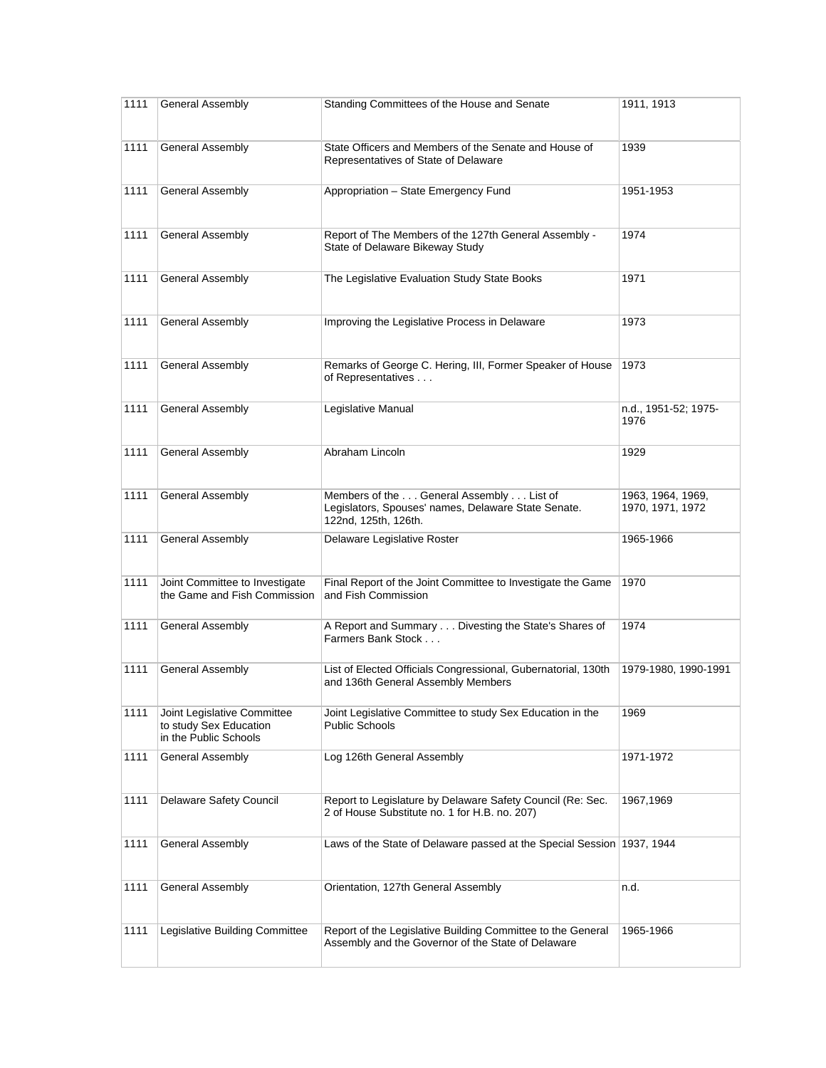| 1111 | General Assembly | Standing Committees of the House and Senate | 1911, 1913 |
|---|---|---|---|
| 1111 | General Assembly | State Officers and Members of the Senate and House of Representatives of State of Delaware | 1939 |
| 1111 | General Assembly | Appropriation – State Emergency Fund | 1951-1953 |
| 1111 | General Assembly | Report of The Members of the 127th General Assembly - State of Delaware Bikeway Study | 1974 |
| 1111 | General Assembly | The Legislative Evaluation Study State Books | 1971 |
| 1111 | General Assembly | Improving the Legislative Process in Delaware | 1973 |
| 1111 | General Assembly | Remarks of George C. Hering, III, Former Speaker of House of Representatives . . . | 1973 |
| 1111 | General Assembly | Legislative Manual | n.d., 1951-52; 1975-1976 |
| 1111 | General Assembly | Abraham Lincoln | 1929 |
| 1111 | General Assembly | Members of the . . . General Assembly . . . List of Legislators, Spouses' names, Delaware State Senate. 122nd, 125th, 126th. | 1963, 1964, 1969, 1970, 1971, 1972 |
| 1111 | General Assembly | Delaware Legislative Roster | 1965-1966 |
| 1111 | Joint Committee to Investigate the Game and Fish Commission | Final Report of the Joint Committee to Investigate the Game and Fish Commission | 1970 |
| 1111 | General Assembly | A Report and Summary . . . Divesting the State's Shares of Farmers Bank Stock . . . | 1974 |
| 1111 | General Assembly | List of Elected Officials Congressional, Gubernatorial, 130th and 136th General Assembly Members | 1979-1980, 1990-1991 |
| 1111 | Joint Legislative Committee to study Sex Education in the Public Schools | Joint Legislative Committee to study Sex Education in the Public Schools | 1969 |
| 1111 | General Assembly | Log 126th General Assembly | 1971-1972 |
| 1111 | Delaware Safety Council | Report to Legislature by Delaware Safety Council (Re: Sec. 2 of House Substitute no. 1 for H.B. no. 207) | 1967,1969 |
| 1111 | General Assembly | Laws of the State of Delaware passed at the Special Session | 1937, 1944 |
| 1111 | General Assembly | Orientation, 127th General Assembly | n.d. |
| 1111 | Legislative Building Committee | Report of the Legislative Building Committee to the General Assembly and the Governor of the State of Delaware | 1965-1966 |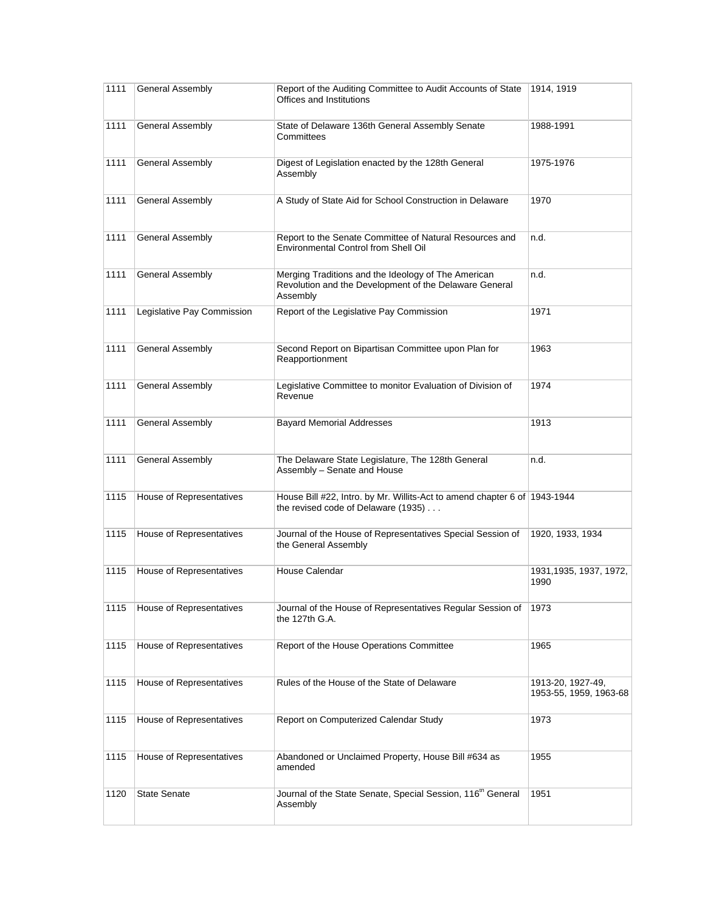| 1111 | General Assembly | Report of the Auditing Committee to Audit Accounts of State Offices and Institutions | 1914, 1919 |
|---|---|---|---|
| 1111 | General Assembly | State of Delaware 136th General Assembly Senate Committees | 1988-1991 |
| 1111 | General Assembly | Digest of Legislation enacted by the 128th General Assembly | 1975-1976 |
| 1111 | General Assembly | A Study of State Aid for School Construction in Delaware | 1970 |
| 1111 | General Assembly | Report to the Senate Committee of Natural Resources and Environmental Control from Shell Oil | n.d. |
| 1111 | General Assembly | Merging Traditions and the Ideology of The American Revolution and the Development of the Delaware General Assembly | n.d. |
| 1111 | Legislative Pay Commission | Report of the Legislative Pay Commission | 1971 |
| 1111 | General Assembly | Second Report on Bipartisan Committee upon Plan for Reapportionment | 1963 |
| 1111 | General Assembly | Legislative Committee to monitor Evaluation of Division of Revenue | 1974 |
| 1111 | General Assembly | Bayard Memorial Addresses | 1913 |
| 1111 | General Assembly | The Delaware State Legislature, The 128th General Assembly – Senate and House | n.d. |
| 1115 | House of Representatives | House Bill #22, Intro. by Mr. Willits-Act to amend chapter 6 of the revised code of Delaware (1935) . . . | 1943-1944 |
| 1115 | House of Representatives | Journal of the House of Representatives Special Session of the General Assembly | 1920, 1933, 1934 |
| 1115 | House of Representatives | House Calendar | 1931,1935, 1937, 1972, 1990 |
| 1115 | House of Representatives | Journal of the House of Representatives Regular Session of the 127th G.A. | 1973 |
| 1115 | House of Representatives | Report of the House Operations Committee | 1965 |
| 1115 | House of Representatives | Rules of the House of the State of Delaware | 1913-20, 1927-49, 1953-55, 1959, 1963-68 |
| 1115 | House of Representatives | Report on Computerized Calendar Study | 1973 |
| 1115 | House of Representatives | Abandoned or Unclaimed Property, House Bill #634 as amended | 1955 |
| 1120 | State Senate | Journal of the State Senate, Special Session, 116th General Assembly | 1951 |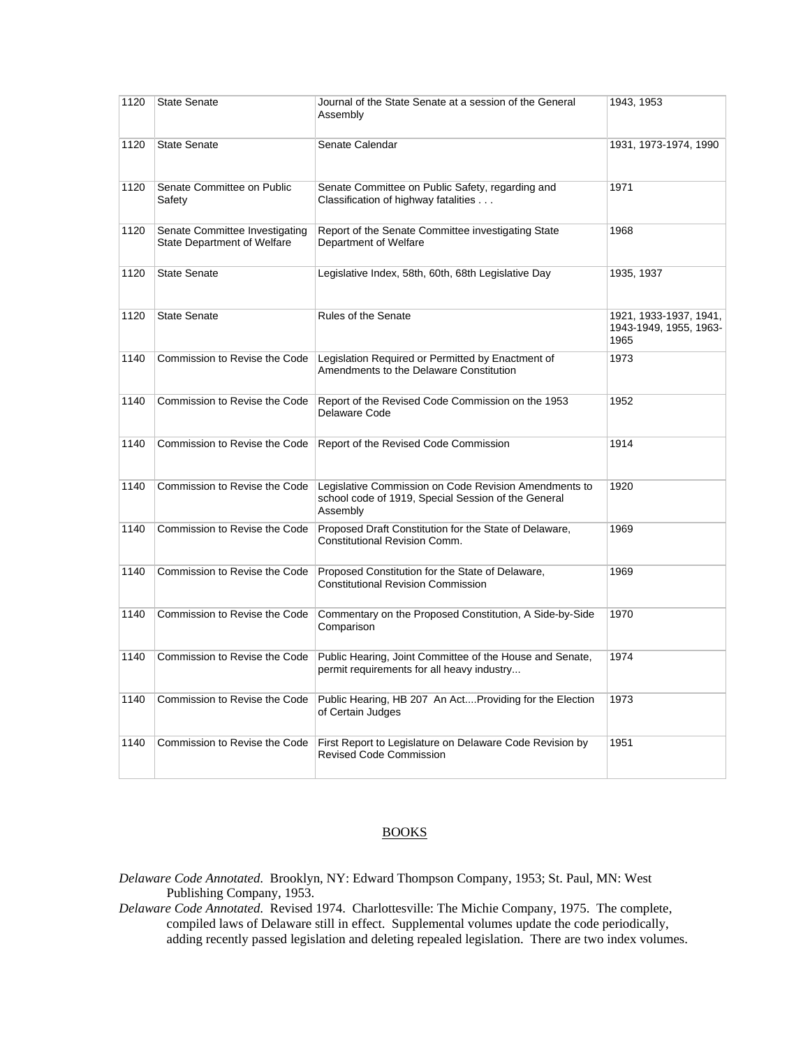| 1120 | State Senate | Journal of the State Senate at a session of the General Assembly | 1943, 1953 |
|---|---|---|---|
| 1120 | State Senate | Senate Calendar | 1931, 1973-1974, 1990 |
| 1120 | Senate Committee on Public Safety | Senate Committee on Public Safety, regarding and Classification of highway fatalities . . . | 1971 |
| 1120 | Senate Committee Investigating State Department of Welfare | Report of the Senate Committee investigating State Department of Welfare | 1968 |
| 1120 | State Senate | Legislative Index, 58th, 60th, 68th Legislative Day | 1935, 1937 |
| 1120 | State Senate | Rules of the Senate | 1921, 1933-1937, 1941, 1943-1949, 1955, 1963-1965 |
| 1140 | Commission to Revise the Code | Legislation Required or Permitted by Enactment of Amendments to the Delaware Constitution | 1973 |
| 1140 | Commission to Revise the Code | Report of the Revised Code Commission on the 1953 Delaware Code | 1952 |
| 1140 | Commission to Revise the Code | Report of the Revised Code Commission | 1914 |
| 1140 | Commission to Revise the Code | Legislative Commission on Code Revision Amendments to school code of 1919, Special Session of the General Assembly | 1920 |
| 1140 | Commission to Revise the Code | Proposed Draft Constitution for the State of Delaware, Constitutional Revision Comm. | 1969 |
| 1140 | Commission to Revise the Code | Proposed Constitution for the State of Delaware, Constitutional Revision Commission | 1969 |
| 1140 | Commission to Revise the Code | Commentary on the Proposed Constitution, A Side-by-Side Comparison | 1970 |
| 1140 | Commission to Revise the Code | Public Hearing, Joint Committee of the House and Senate, permit requirements for all heavy industry... | 1974 |
| 1140 | Commission to Revise the Code | Public Hearing, HB 207 An Act....Providing for the Election of Certain Judges | 1973 |
| 1140 | Commission to Revise the Code | First Report to Legislature on Delaware Code Revision by Revised Code Commission | 1951 |

## BOOKS

*Delaware Code Annotated*. Brooklyn, NY: Edward Thompson Company, 1953; St. Paul, MN: West Publishing Company, 1953.

*Delaware Code Annotated*. Revised 1974. Charlottesville: The Michie Company, 1975. The complete, compiled laws of Delaware still in effect. Supplemental volumes update the code periodically, adding recently passed legislation and deleting repealed legislation. There are two index volumes.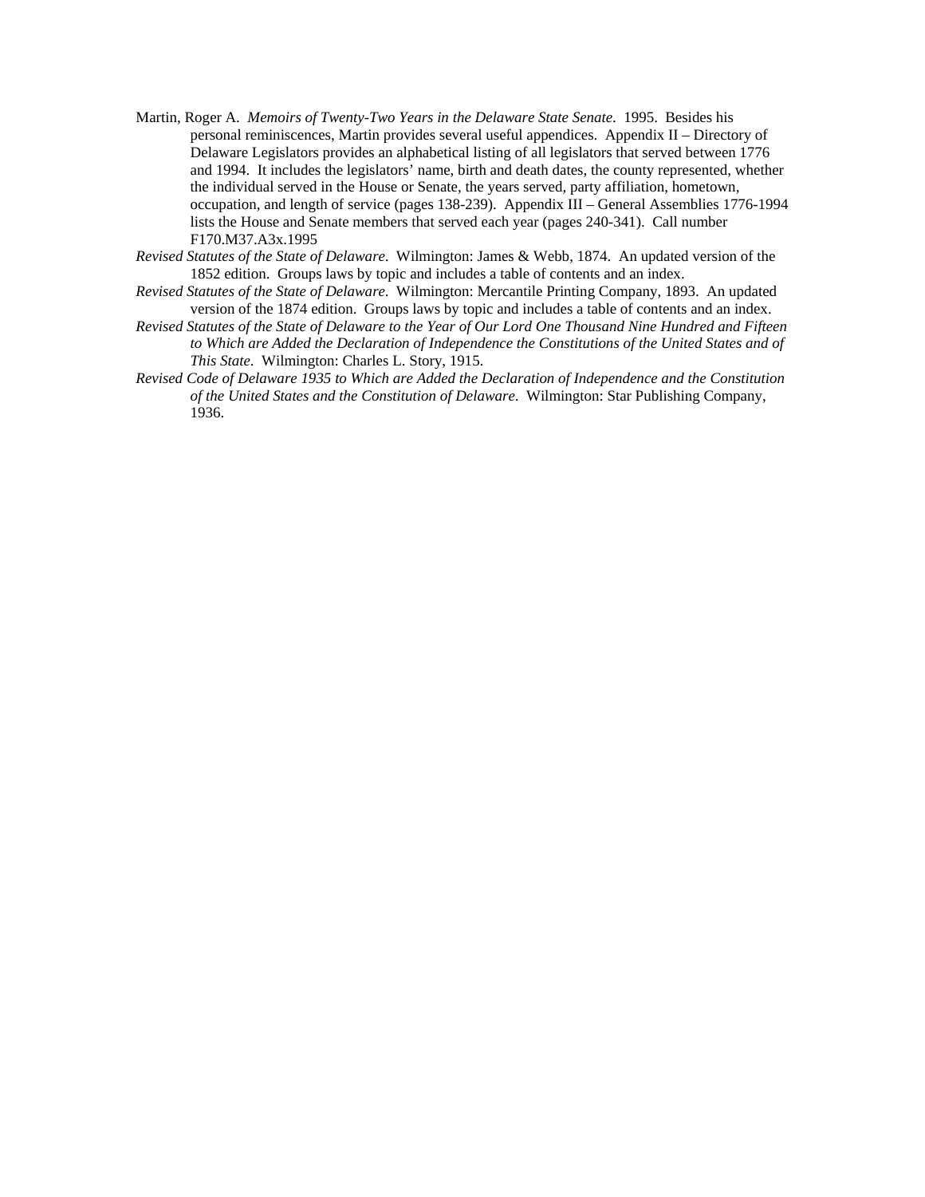Martin, Roger A. *Memoirs of Twenty-Two Years in the Delaware State Senate.* 1995. Besides his personal reminiscences, Martin provides several useful appendices. Appendix II – Directory of Delaware Legislators provides an alphabetical listing of all legislators that served between 1776 and 1994. It includes the legislators' name, birth and death dates, the county represented, whether the individual served in the House or Senate, the years served, party affiliation, hometown, occupation, and length of service (pages 138-239). Appendix III – General Assemblies 1776-1994 lists the House and Senate members that served each year (pages 240-341). Call number F170.M37.A3x.1995

*Revised Statutes of the State of Delaware*. Wilmington: James & Webb, 1874. An updated version of the 1852 edition. Groups laws by topic and includes a table of contents and an index.

*Revised Statutes of the State of Delaware.* Wilmington: Mercantile Printing Company, 1893. An updated version of the 1874 edition. Groups laws by topic and includes a table of contents and an index.

*Revised Statutes of the State of Delaware to the Year of Our Lord One Thousand Nine Hundred and Fifteen to Which are Added the Declaration of Independence the Constitutions of the United States and of This State*. Wilmington: Charles L. Story, 1915.

*Revised Code of Delaware 1935 to Which are Added the Declaration of Independence and the Constitution of the United States and the Constitution of Delaware*. Wilmington: Star Publishing Company, 1936.